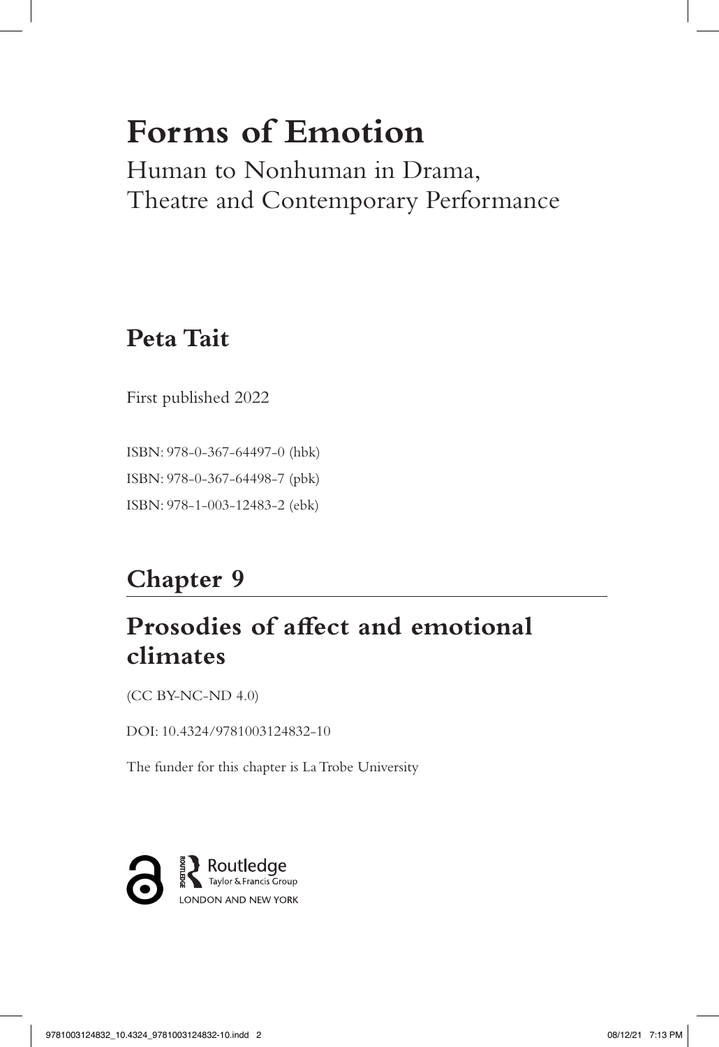# Forms of Emotion

Human to Nonhuman in Drama, Theatre and Contemporary Performance

**Peta Tait**

First published 2022

ISBN: 978-0-367-64497-0 (hbk)

ISBN: 978-0-367-64498-7 (pbk)

ISBN: 978-1-003-12483-2 (ebk)

## Chapter 9

## Prosodies of affect and emotional climates

(CC BY-NC-ND 4.0)

DOI: 10.4324/9781003124832-10

The funder for this chapter is La Trobe University

Routledge
Taylor & Francis Group
LONDON AND NEW YORK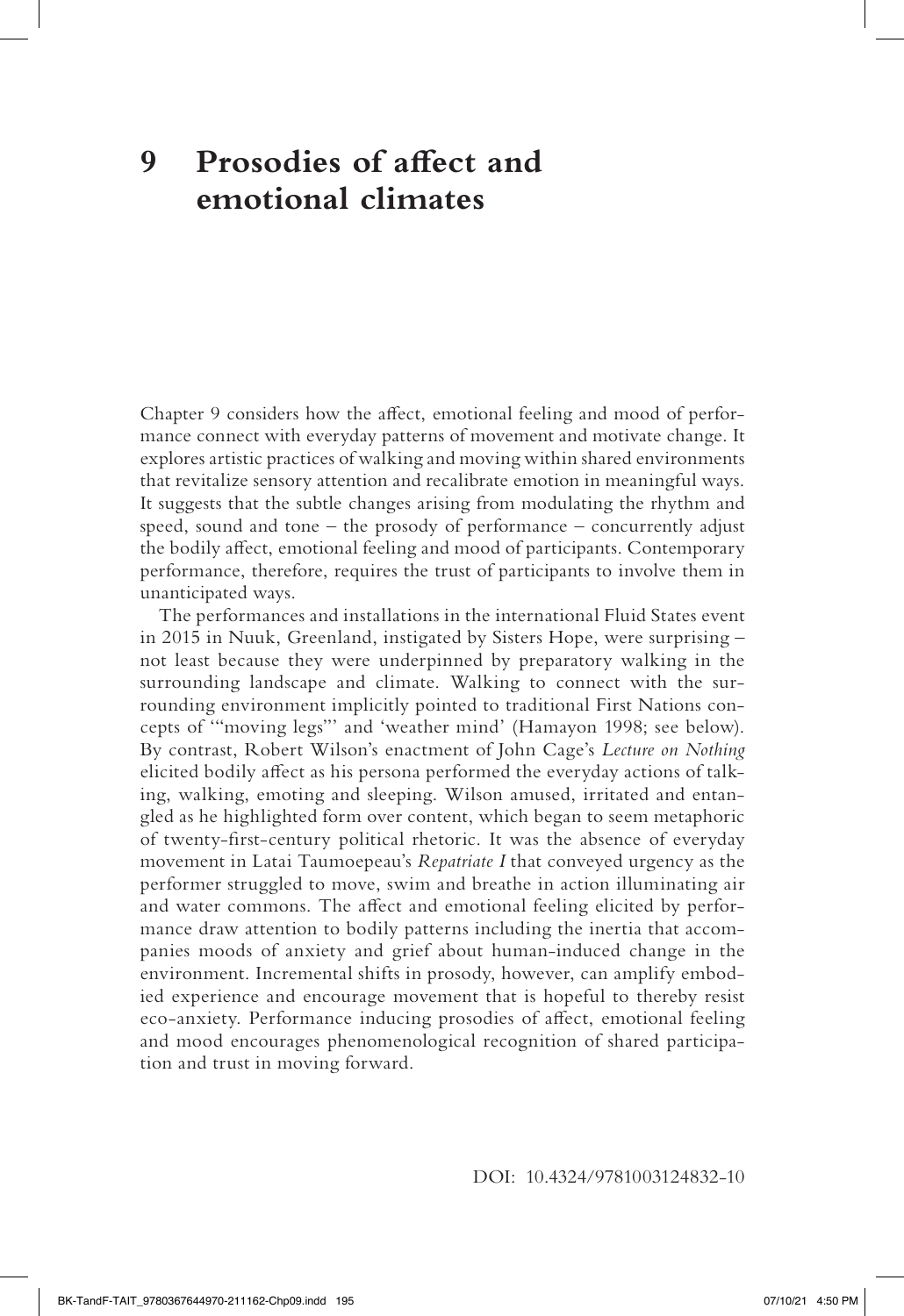# 9 Prosodies of affect and emotional climates

Chapter 9 considers how the affect, emotional feeling and mood of performance connect with everyday patterns of movement and motivate change. It explores artistic practices of walking and moving within shared environments that revitalize sensory attention and recalibrate emotion in meaningful ways. It suggests that the subtle changes arising from modulating the rhythm and speed, sound and tone – the prosody of performance – concurrently adjust the bodily affect, emotional feeling and mood of participants. Contemporary performance, therefore, requires the trust of participants to involve them in unanticipated ways.

The performances and installations in the international Fluid States event in 2015 in Nuuk, Greenland, instigated by Sisters Hope, were surprising – not least because they were underpinned by preparatory walking in the surrounding landscape and climate. Walking to connect with the surrounding environment implicitly pointed to traditional First Nations concepts of '"moving legs"' and 'weather mind' (Hamayon 1998; see below). By contrast, Robert Wilson's enactment of John Cage's *Lecture on Nothing* elicited bodily affect as his persona performed the everyday actions of talking, walking, emoting and sleeping. Wilson amused, irritated and entangled as he highlighted form over content, which began to seem metaphoric of twenty-first-century political rhetoric. It was the absence of everyday movement in Latai Taumoepeau's *Repatriate I* that conveyed urgency as the performer struggled to move, swim and breathe in action illuminating air and water commons. The affect and emotional feeling elicited by performance draw attention to bodily patterns including the inertia that accompanies moods of anxiety and grief about human-induced change in the environment. Incremental shifts in prosody, however, can amplify embodied experience and encourage movement that is hopeful to thereby resist eco-anxiety. Performance inducing prosodies of affect, emotional feeling and mood encourages phenomenological recognition of shared participation and trust in moving forward.

DOI: 10.4324/9781003124832-10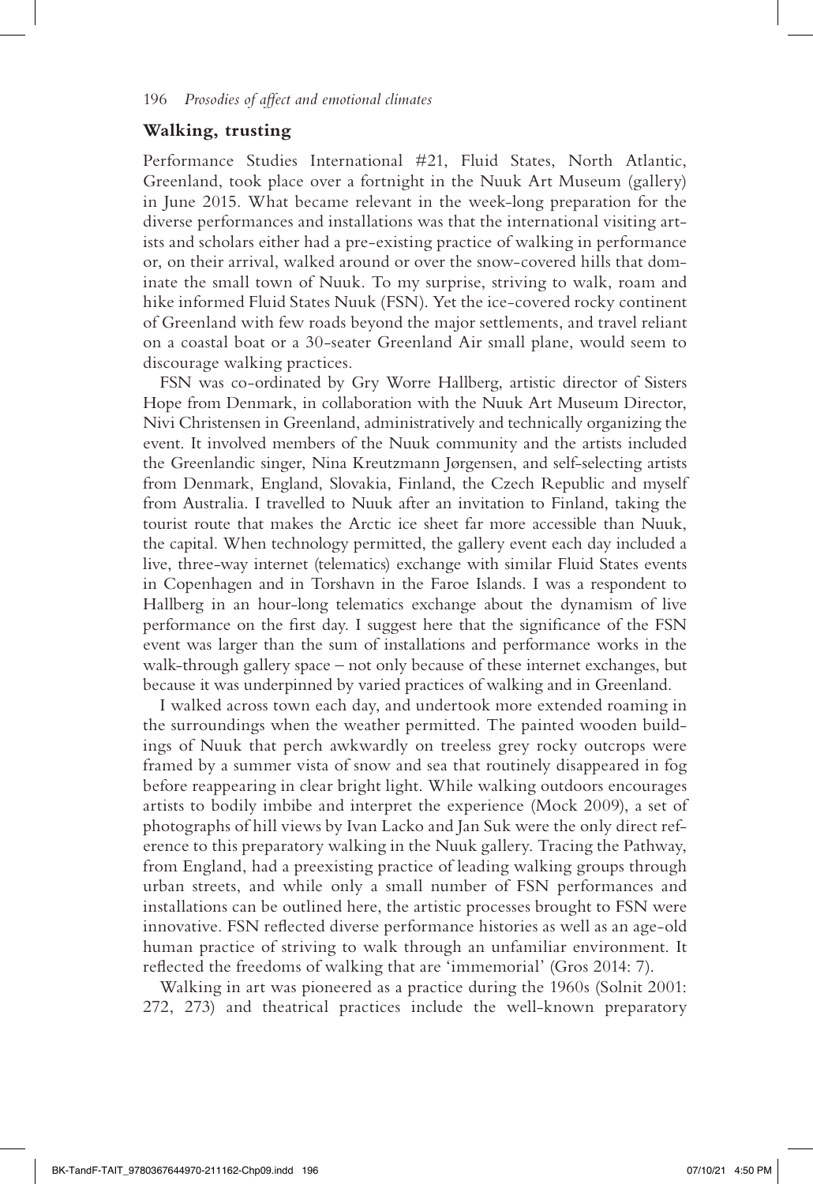## Walking, trusting

Performance Studies International #21, Fluid States, North Atlantic, Greenland, took place over a fortnight in the Nuuk Art Museum (gallery) in June 2015. What became relevant in the week-long preparation for the diverse performances and installations was that the international visiting artists and scholars either had a pre-existing practice of walking in performance or, on their arrival, walked around or over the snow-covered hills that dominate the small town of Nuuk. To my surprise, striving to walk, roam and hike informed Fluid States Nuuk (FSN). Yet the ice-covered rocky continent of Greenland with few roads beyond the major settlements, and travel reliant on a coastal boat or a 30-seater Greenland Air small plane, would seem to discourage walking practices.

FSN was co-ordinated by Gry Worre Hallberg, artistic director of Sisters Hope from Denmark, in collaboration with the Nuuk Art Museum Director, Nivi Christensen in Greenland, administratively and technically organizing the event. It involved members of the Nuuk community and the artists included the Greenlandic singer, Nina Kreutzmann Jørgensen, and self-selecting artists from Denmark, England, Slovakia, Finland, the Czech Republic and myself from Australia. I travelled to Nuuk after an invitation to Finland, taking the tourist route that makes the Arctic ice sheet far more accessible than Nuuk, the capital. When technology permitted, the gallery event each day included a live, three-way internet (telematics) exchange with similar Fluid States events in Copenhagen and in Torshavn in the Faroe Islands. I was a respondent to Hallberg in an hour-long telematics exchange about the dynamism of live performance on the first day. I suggest here that the significance of the FSN event was larger than the sum of installations and performance works in the walk-through gallery space – not only because of these internet exchanges, but because it was underpinned by varied practices of walking and in Greenland.

I walked across town each day, and undertook more extended roaming in the surroundings when the weather permitted. The painted wooden buildings of Nuuk that perch awkwardly on treeless grey rocky outcrops were framed by a summer vista of snow and sea that routinely disappeared in fog before reappearing in clear bright light. While walking outdoors encourages artists to bodily imbibe and interpret the experience (Mock 2009), a set of photographs of hill views by Ivan Lacko and Jan Suk were the only direct reference to this preparatory walking in the Nuuk gallery. Tracing the Pathway, from England, had a preexisting practice of leading walking groups through urban streets, and while only a small number of FSN performances and installations can be outlined here, the artistic processes brought to FSN were innovative. FSN reflected diverse performance histories as well as an age-old human practice of striving to walk through an unfamiliar environment. It reflected the freedoms of walking that are 'immemorial' (Gros 2014: 7).

Walking in art was pioneered as a practice during the 1960s (Solnit 2001: 272, 273) and theatrical practices include the well-known preparatory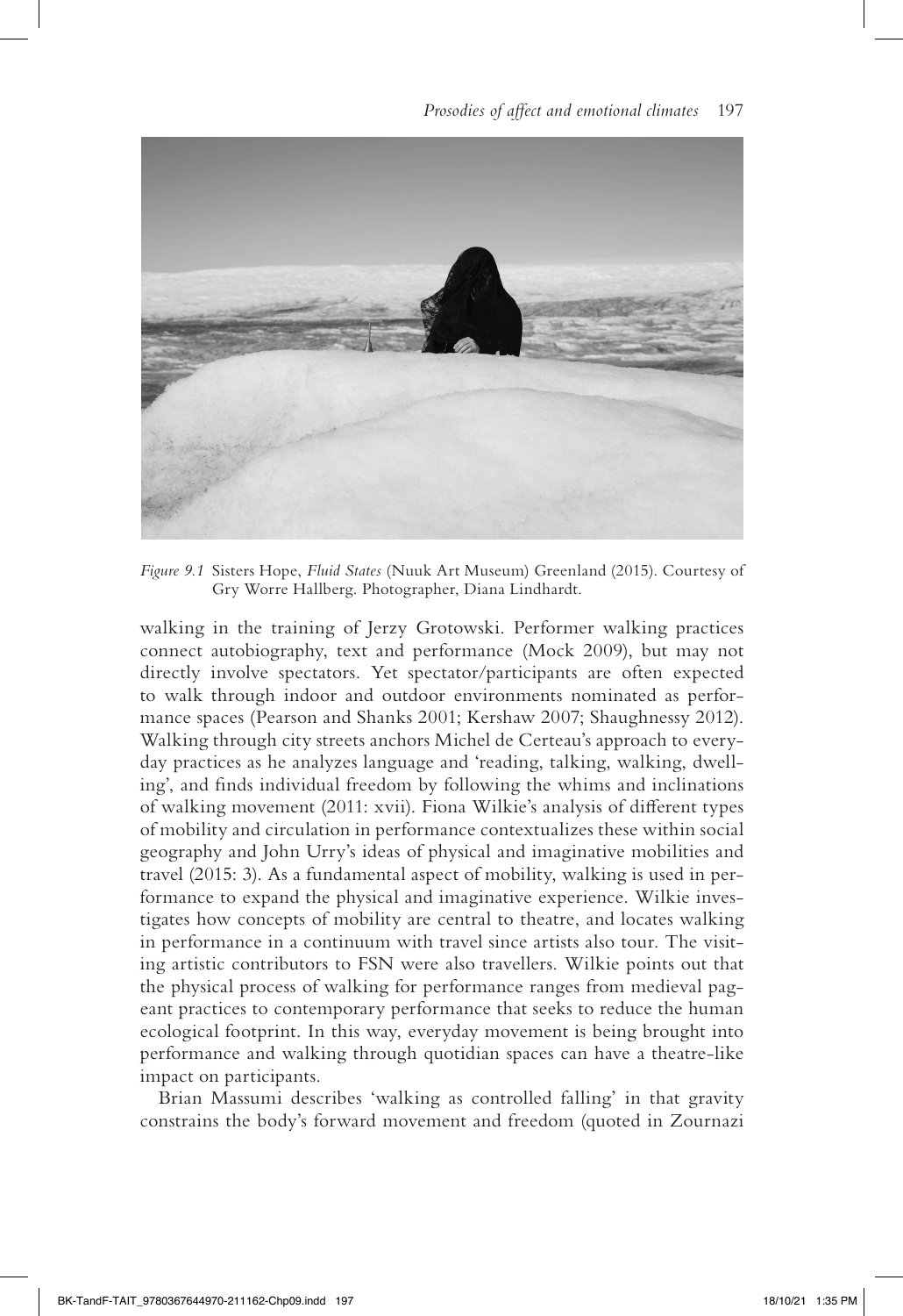*Figure 9.1* Sisters Hope, *Fluid States* (Nuuk Art Museum) Greenland (2015). Courtesy of Gry Worre Hallberg. Photographer, Diana Lindhardt.

walking in the training of Jerzy Grotowski. Performer walking practices connect autobiography, text and performance (Mock 2009), but may not directly involve spectators. Yet spectator/participants are often expected to walk through indoor and outdoor environments nominated as performance spaces (Pearson and Shanks 2001; Kershaw 2007; Shaughnessy 2012). Walking through city streets anchors Michel de Certeau's approach to everyday practices as he analyzes language and 'reading, talking, walking, dwelling', and finds individual freedom by following the whims and inclinations of walking movement (2011: xvii). Fiona Wilkie's analysis of different types of mobility and circulation in performance contextualizes these within social geography and John Urry's ideas of physical and imaginative mobilities and travel (2015: 3). As a fundamental aspect of mobility, walking is used in performance to expand the physical and imaginative experience. Wilkie investigates how concepts of mobility are central to theatre, and locates walking in performance in a continuum with travel since artists also tour. The visiting artistic contributors to FSN were also travellers. Wilkie points out that the physical process of walking for performance ranges from medieval pageant practices to contemporary performance that seeks to reduce the human ecological footprint. In this way, everyday movement is being brought into performance and walking through quotidian spaces can have a theatre-like impact on participants.

Brian Massumi describes 'walking as controlled falling' in that gravity constrains the body's forward movement and freedom (quoted in Zournazi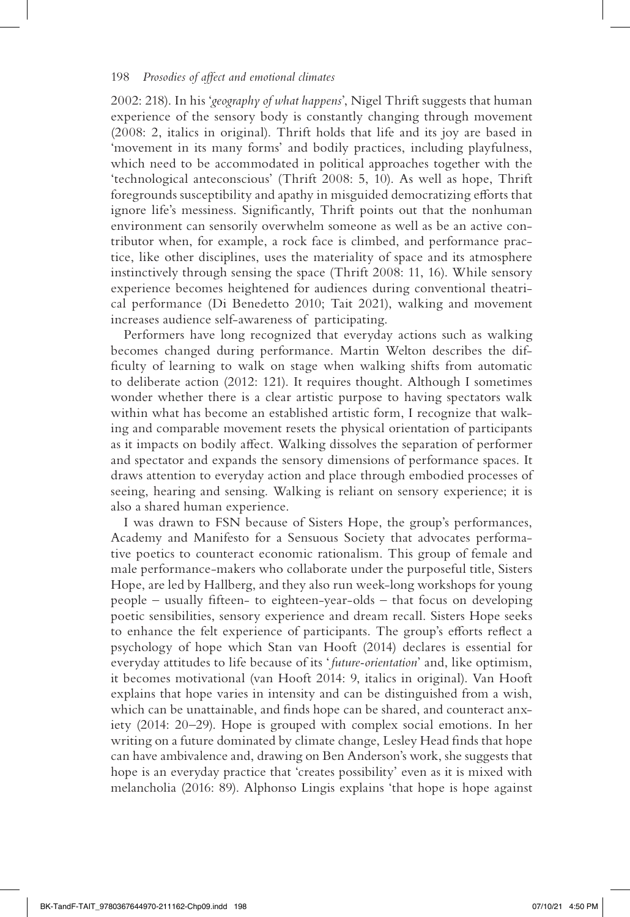2002: 218). In his '*geography of what happens*', Nigel Thrift suggests that human experience of the sensory body is constantly changing through movement (2008: 2, italics in original). Thrift holds that life and its joy are based in 'movement in its many forms' and bodily practices, including playfulness, which need to be accommodated in political approaches together with the 'technological anteconscious' (Thrift 2008: 5, 10). As well as hope, Thrift foregrounds susceptibility and apathy in misguided democratizing efforts that ignore life's messiness. Significantly, Thrift points out that the nonhuman environment can sensorily overwhelm someone as well as be an active contributor when, for example, a rock face is climbed, and performance practice, like other disciplines, uses the materiality of space and its atmosphere instinctively through sensing the space (Thrift 2008: 11, 16). While sensory experience becomes heightened for audiences during conventional theatrical performance (Di Benedetto 2010; Tait 2021), walking and movement increases audience self-awareness of participating.

Performers have long recognized that everyday actions such as walking becomes changed during performance. Martin Welton describes the difficulty of learning to walk on stage when walking shifts from automatic to deliberate action (2012: 121). It requires thought. Although I sometimes wonder whether there is a clear artistic purpose to having spectators walk within what has become an established artistic form, I recognize that walking and comparable movement resets the physical orientation of participants as it impacts on bodily affect. Walking dissolves the separation of performer and spectator and expands the sensory dimensions of performance spaces. It draws attention to everyday action and place through embodied processes of seeing, hearing and sensing. Walking is reliant on sensory experience; it is also a shared human experience.

I was drawn to FSN because of Sisters Hope, the group's performances, Academy and Manifesto for a Sensuous Society that advocates performative poetics to counteract economic rationalism. This group of female and male performance-makers who collaborate under the purposeful title, Sisters Hope, are led by Hallberg, and they also run week-long workshops for young people – usually fifteen- to eighteen-year-olds – that focus on developing poetic sensibilities, sensory experience and dream recall. Sisters Hope seeks to enhance the felt experience of participants. The group's efforts reflect a psychology of hope which Stan van Hooft (2014) declares is essential for everyday attitudes to life because of its '*future-orientation*' and, like optimism, it becomes motivational (van Hooft 2014: 9, italics in original). Van Hooft explains that hope varies in intensity and can be distinguished from a wish, which can be unattainable, and finds hope can be shared, and counteract anxiety (2014: 20–29). Hope is grouped with complex social emotions. In her writing on a future dominated by climate change, Lesley Head finds that hope can have ambivalence and, drawing on Ben Anderson's work, she suggests that hope is an everyday practice that 'creates possibility' even as it is mixed with melancholia (2016: 89). Alphonso Lingis explains 'that hope is hope against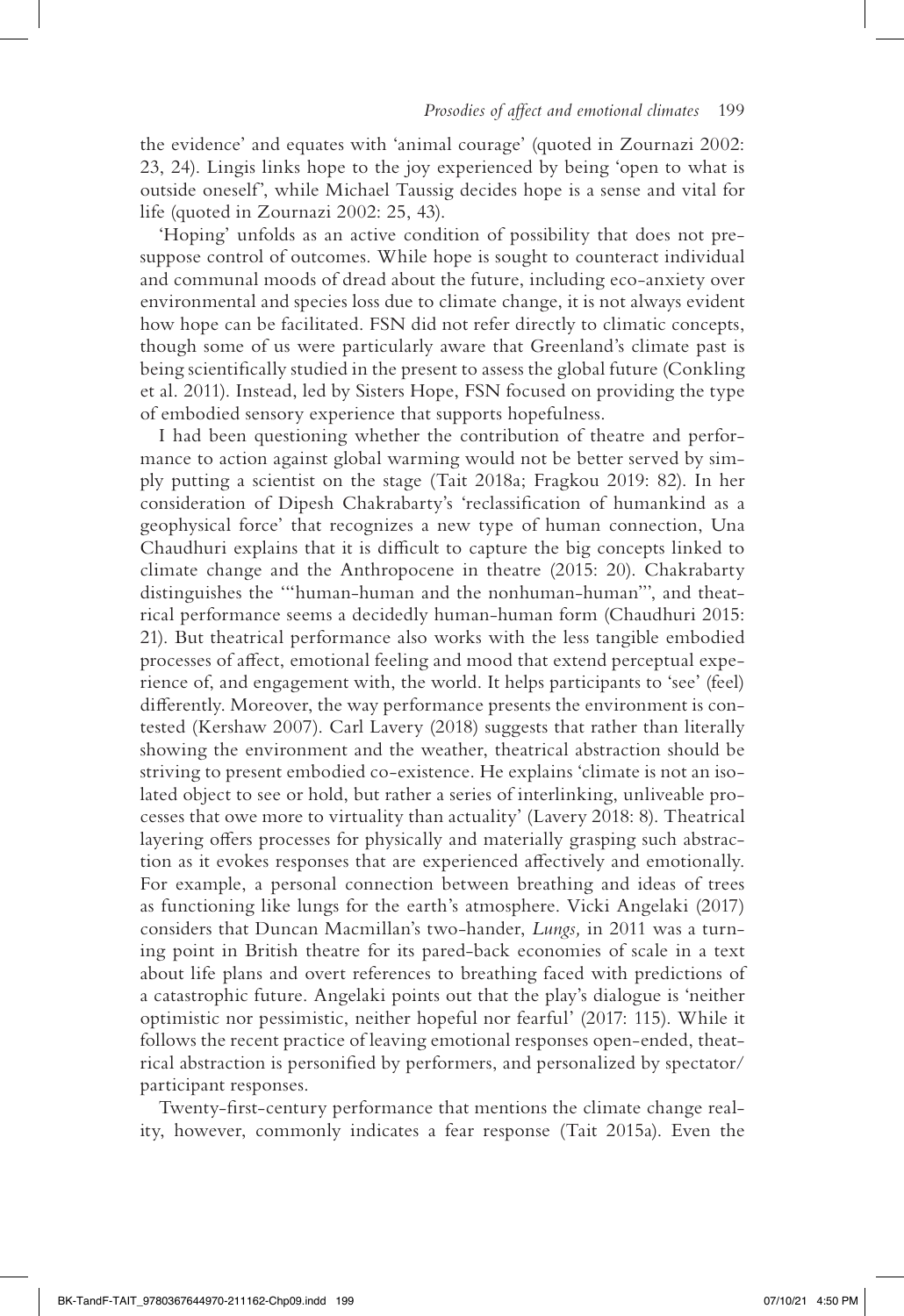the evidence' and equates with 'animal courage' (quoted in Zournazi 2002: 23, 24). Lingis links hope to the joy experienced by being 'open to what is outside oneself', while Michael Taussig decides hope is a sense and vital for life (quoted in Zournazi 2002: 25, 43).

'Hoping' unfolds as an active condition of possibility that does not presuppose control of outcomes. While hope is sought to counteract individual and communal moods of dread about the future, including eco-anxiety over environmental and species loss due to climate change, it is not always evident how hope can be facilitated. FSN did not refer directly to climatic concepts, though some of us were particularly aware that Greenland's climate past is being scientifically studied in the present to assess the global future (Conkling et al. 2011). Instead, led by Sisters Hope, FSN focused on providing the type of embodied sensory experience that supports hopefulness.

I had been questioning whether the contribution of theatre and performance to action against global warming would not be better served by simply putting a scientist on the stage (Tait 2018a; Fragkou 2019: 82). In her consideration of Dipesh Chakrabarty's 'reclassification of humankind as a geophysical force' that recognizes a new type of human connection, Una Chaudhuri explains that it is difficult to capture the big concepts linked to climate change and the Anthropocene in theatre (2015: 20). Chakrabarty distinguishes the '"human-human and the nonhuman-human"', and theatrical performance seems a decidedly human-human form (Chaudhuri 2015: 21). But theatrical performance also works with the less tangible embodied processes of affect, emotional feeling and mood that extend perceptual experience of, and engagement with, the world. It helps participants to 'see' (feel) differently. Moreover, the way performance presents the environment is contested (Kershaw 2007). Carl Lavery (2018) suggests that rather than literally showing the environment and the weather, theatrical abstraction should be striving to present embodied co-existence. He explains 'climate is not an isolated object to see or hold, but rather a series of interlinking, unliveable processes that owe more to virtuality than actuality' (Lavery 2018: 8). Theatrical layering offers processes for physically and materially grasping such abstraction as it evokes responses that are experienced affectively and emotionally. For example, a personal connection between breathing and ideas of trees as functioning like lungs for the earth's atmosphere. Vicki Angelaki (2017) considers that Duncan Macmillan's two-hander, *Lungs,* in 2011 was a turning point in British theatre for its pared-back economies of scale in a text about life plans and overt references to breathing faced with predictions of a catastrophic future. Angelaki points out that the play's dialogue is 'neither optimistic nor pessimistic, neither hopeful nor fearful' (2017: 115). While it follows the recent practice of leaving emotional responses open-ended, theatrical abstraction is personified by performers, and personalized by spectator/participant responses.

Twenty-first-century performance that mentions the climate change reality, however, commonly indicates a fear response (Tait 2015a). Even the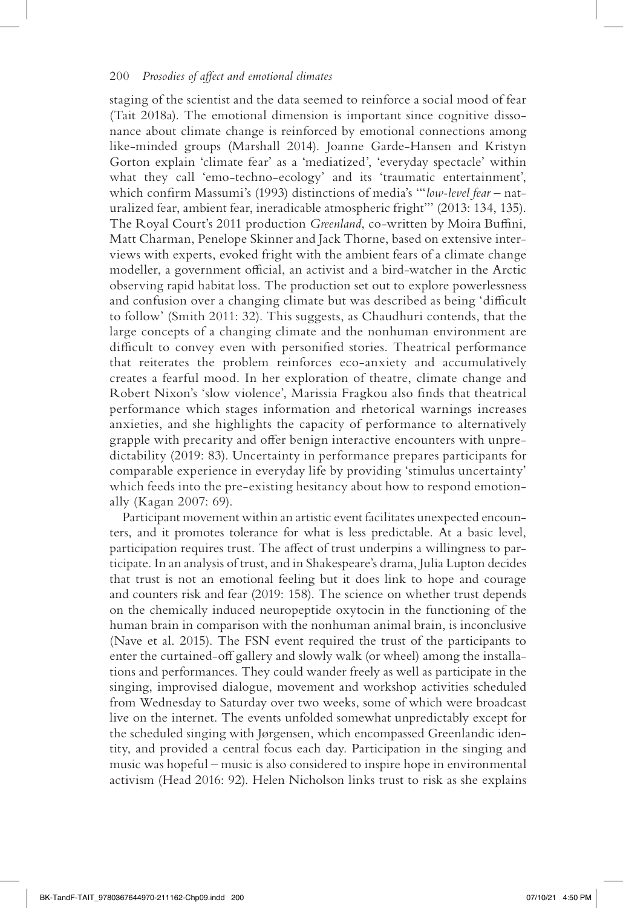staging of the scientist and the data seemed to reinforce a social mood of fear (Tait 2018a). The emotional dimension is important since cognitive dissonance about climate change is reinforced by emotional connections among like-minded groups (Marshall 2014). Joanne Garde-Hansen and Kristyn Gorton explain 'climate fear' as a 'mediatized', 'everyday spectacle' within what they call 'emo-techno-ecology' and its 'traumatic entertainment', which confirm Massumi's (1993) distinctions of media's '"*low-level fear* – naturalized fear, ambient fear, ineradicable atmospheric fright"' (2013: 134, 135). The Royal Court's 2011 production *Greenland*, co-written by Moira Buffini, Matt Charman, Penelope Skinner and Jack Thorne, based on extensive interviews with experts, evoked fright with the ambient fears of a climate change modeller, a government official, an activist and a bird-watcher in the Arctic observing rapid habitat loss. The production set out to explore powerlessness and confusion over a changing climate but was described as being 'difficult to follow' (Smith 2011: 32). This suggests, as Chaudhuri contends, that the large concepts of a changing climate and the nonhuman environment are difficult to convey even with personified stories. Theatrical performance that reiterates the problem reinforces eco-anxiety and accumulatively creates a fearful mood. In her exploration of theatre, climate change and Robert Nixon's 'slow violence', Marissia Fragkou also finds that theatrical performance which stages information and rhetorical warnings increases anxieties, and she highlights the capacity of performance to alternatively grapple with precarity and offer benign interactive encounters with unpredictability (2019: 83). Uncertainty in performance prepares participants for comparable experience in everyday life by providing 'stimulus uncertainty' which feeds into the pre-existing hesitancy about how to respond emotionally (Kagan 2007: 69).

Participant movement within an artistic event facilitates unexpected encounters, and it promotes tolerance for what is less predictable. At a basic level, participation requires trust. The affect of trust underpins a willingness to participate. In an analysis of trust, and in Shakespeare's drama, Julia Lupton decides that trust is not an emotional feeling but it does link to hope and courage and counters risk and fear (2019: 158). The science on whether trust depends on the chemically induced neuropeptide oxytocin in the functioning of the human brain in comparison with the nonhuman animal brain, is inconclusive (Nave et al. 2015). The FSN event required the trust of the participants to enter the curtained-off gallery and slowly walk (or wheel) among the installations and performances. They could wander freely as well as participate in the singing, improvised dialogue, movement and workshop activities scheduled from Wednesday to Saturday over two weeks, some of which were broadcast live on the internet. The events unfolded somewhat unpredictably except for the scheduled singing with Jørgensen, which encompassed Greenlandic identity, and provided a central focus each day. Participation in the singing and music was hopeful – music is also considered to inspire hope in environmental activism (Head 2016: 92). Helen Nicholson links trust to risk as she explains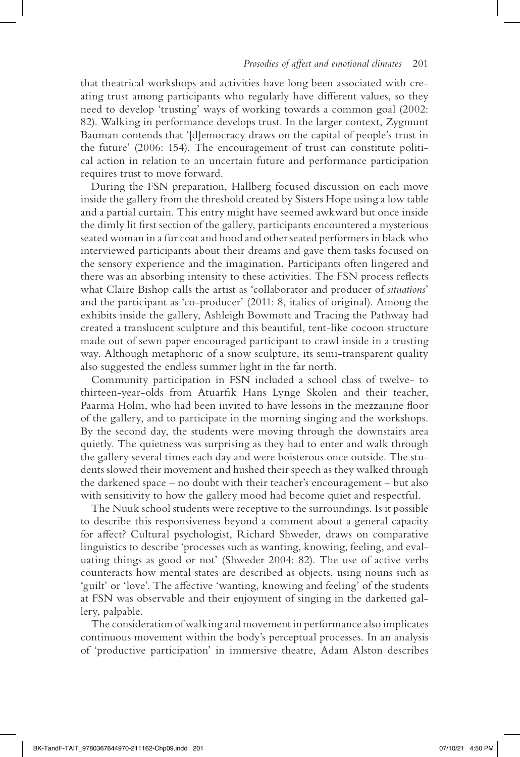that theatrical workshops and activities have long been associated with creating trust among participants who regularly have different values, so they need to develop 'trusting' ways of working towards a common goal (2002: 82). Walking in performance develops trust. In the larger context, Zygmunt Bauman contends that '[d]emocracy draws on the capital of people's trust in the future' (2006: 154). The encouragement of trust can constitute political action in relation to an uncertain future and performance participation requires trust to move forward.

During the FSN preparation, Hallberg focused discussion on each move inside the gallery from the threshold created by Sisters Hope using a low table and a partial curtain. This entry might have seemed awkward but once inside the dimly lit first section of the gallery, participants encountered a mysterious seated woman in a fur coat and hood and other seated performers in black who interviewed participants about their dreams and gave them tasks focused on the sensory experience and the imagination. Participants often lingered and there was an absorbing intensity to these activities. The FSN process reflects what Claire Bishop calls the artist as 'collaborator and producer of *situations*' and the participant as 'co-producer' (2011: 8, italics of original). Among the exhibits inside the gallery, Ashleigh Bowmott and Tracing the Pathway had created a translucent sculpture and this beautiful, tent-like cocoon structure made out of sewn paper encouraged participant to crawl inside in a trusting way. Although metaphoric of a snow sculpture, its semi-transparent quality also suggested the endless summer light in the far north.

Community participation in FSN included a school class of twelve- to thirteen-year-olds from Atuarfik Hans Lynge Skolen and their teacher, Paarma Holm, who had been invited to have lessons in the mezzanine floor of the gallery, and to participate in the morning singing and the workshops. By the second day, the students were moving through the downstairs area quietly. The quietness was surprising as they had to enter and walk through the gallery several times each day and were boisterous once outside. The students slowed their movement and hushed their speech as they walked through the darkened space – no doubt with their teacher's encouragement – but also with sensitivity to how the gallery mood had become quiet and respectful.

The Nuuk school students were receptive to the surroundings. Is it possible to describe this responsiveness beyond a comment about a general capacity for affect? Cultural psychologist, Richard Shweder, draws on comparative linguistics to describe 'processes such as wanting, knowing, feeling, and evaluating things as good or not' (Shweder 2004: 82). The use of active verbs counteracts how mental states are described as objects, using nouns such as 'guilt' or 'love'. The affective 'wanting, knowing and feeling' of the students at FSN was observable and their enjoyment of singing in the darkened gallery, palpable.

The consideration of walking and movement in performance also implicates continuous movement within the body's perceptual processes. In an analysis of 'productive participation' in immersive theatre, Adam Alston describes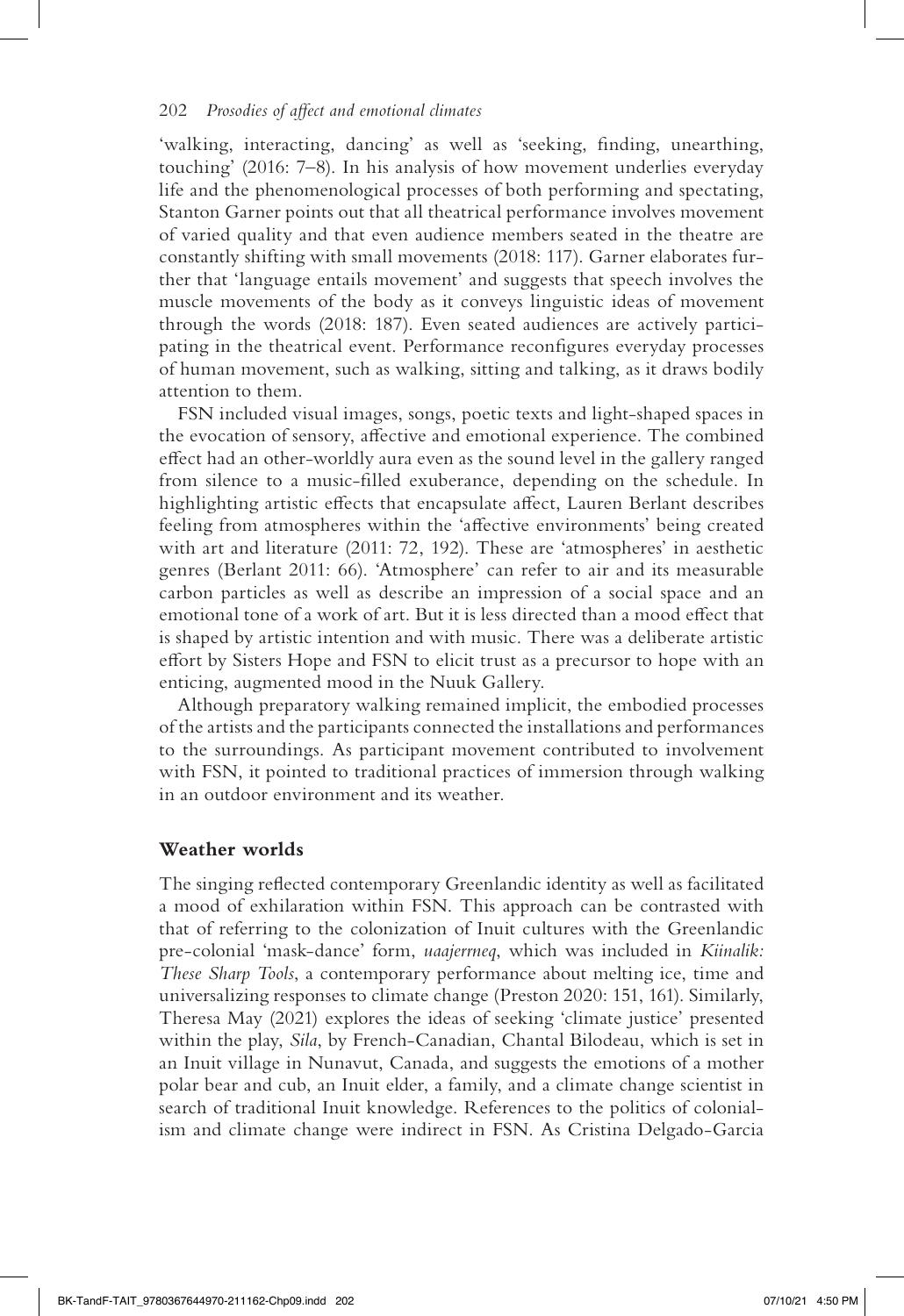'walking, interacting, dancing' as well as 'seeking, finding, unearthing, touching' (2016: 7–8). In his analysis of how movement underlies everyday life and the phenomenological processes of both performing and spectating, Stanton Garner points out that all theatrical performance involves movement of varied quality and that even audience members seated in the theatre are constantly shifting with small movements (2018: 117). Garner elaborates further that 'language entails movement' and suggests that speech involves the muscle movements of the body as it conveys linguistic ideas of movement through the words (2018: 187). Even seated audiences are actively participating in the theatrical event. Performance reconfigures everyday processes of human movement, such as walking, sitting and talking, as it draws bodily attention to them.

FSN included visual images, songs, poetic texts and light-shaped spaces in the evocation of sensory, affective and emotional experience. The combined effect had an other-worldly aura even as the sound level in the gallery ranged from silence to a music-filled exuberance, depending on the schedule. In highlighting artistic effects that encapsulate affect, Lauren Berlant describes feeling from atmospheres within the 'affective environments' being created with art and literature (2011: 72, 192). These are 'atmospheres' in aesthetic genres (Berlant 2011: 66). 'Atmosphere' can refer to air and its measurable carbon particles as well as describe an impression of a social space and an emotional tone of a work of art. But it is less directed than a mood effect that is shaped by artistic intention and with music. There was a deliberate artistic effort by Sisters Hope and FSN to elicit trust as a precursor to hope with an enticing, augmented mood in the Nuuk Gallery.

Although preparatory walking remained implicit, the embodied processes of the artists and the participants connected the installations and performances to the surroundings. As participant movement contributed to involvement with FSN, it pointed to traditional practices of immersion through walking in an outdoor environment and its weather.

## Weather worlds

The singing reflected contemporary Greenlandic identity as well as facilitated a mood of exhilaration within FSN. This approach can be contrasted with that of referring to the colonization of Inuit cultures with the Greenlandic pre-colonial 'mask-dance' form, *uaajerrneq*, which was included in *Kiinalik: These Sharp Tools*, a contemporary performance about melting ice, time and universalizing responses to climate change (Preston 2020: 151, 161). Similarly, Theresa May (2021) explores the ideas of seeking 'climate justice' presented within the play, *Sila*, by French-Canadian, Chantal Bilodeau, which is set in an Inuit village in Nunavut, Canada, and suggests the emotions of a mother polar bear and cub, an Inuit elder, a family, and a climate change scientist in search of traditional Inuit knowledge. References to the politics of colonialism and climate change were indirect in FSN. As Cristina Delgado-Garcia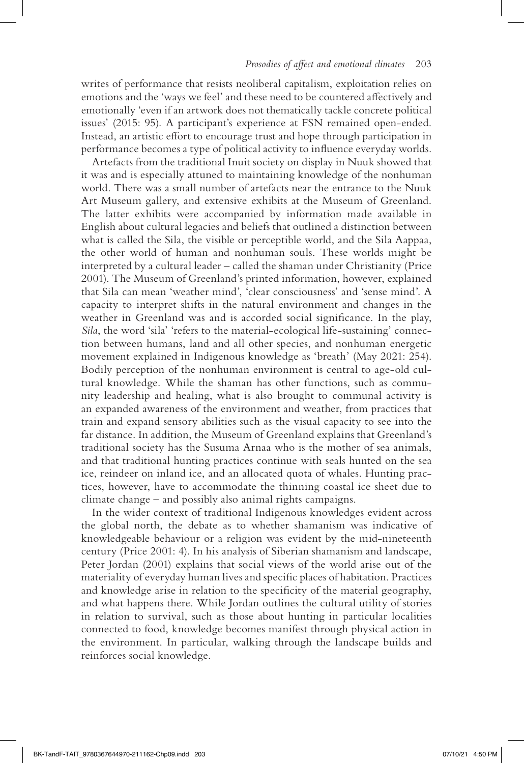writes of performance that resists neoliberal capitalism, exploitation relies on emotions and the 'ways we feel' and these need to be countered affectively and emotionally 'even if an artwork does not thematically tackle concrete political issues' (2015: 95). A participant's experience at FSN remained open-ended. Instead, an artistic effort to encourage trust and hope through participation in performance becomes a type of political activity to influence everyday worlds.

Artefacts from the traditional Inuit society on display in Nuuk showed that it was and is especially attuned to maintaining knowledge of the nonhuman world. There was a small number of artefacts near the entrance to the Nuuk Art Museum gallery, and extensive exhibits at the Museum of Greenland. The latter exhibits were accompanied by information made available in English about cultural legacies and beliefs that outlined a distinction between what is called the Sila, the visible or perceptible world, and the Sila Aappaa, the other world of human and nonhuman souls. These worlds might be interpreted by a cultural leader – called the shaman under Christianity (Price 2001). The Museum of Greenland's printed information, however, explained that Sila can mean 'weather mind', 'clear consciousness' and 'sense mind'. A capacity to interpret shifts in the natural environment and changes in the weather in Greenland was and is accorded social significance. In the play, *Sila*, the word 'sila' 'refers to the material-ecological life-sustaining' connection between humans, land and all other species, and nonhuman energetic movement explained in Indigenous knowledge as 'breath' (May 2021: 254). Bodily perception of the nonhuman environment is central to age-old cultural knowledge. While the shaman has other functions, such as community leadership and healing, what is also brought to communal activity is an expanded awareness of the environment and weather, from practices that train and expand sensory abilities such as the visual capacity to see into the far distance. In addition, the Museum of Greenland explains that Greenland's traditional society has the Susuma Arnaa who is the mother of sea animals, and that traditional hunting practices continue with seals hunted on the sea ice, reindeer on inland ice, and an allocated quota of whales. Hunting practices, however, have to accommodate the thinning coastal ice sheet due to climate change – and possibly also animal rights campaigns.

In the wider context of traditional Indigenous knowledges evident across the global north, the debate as to whether shamanism was indicative of knowledgeable behaviour or a religion was evident by the mid-nineteenth century (Price 2001: 4). In his analysis of Siberian shamanism and landscape, Peter Jordan (2001) explains that social views of the world arise out of the materiality of everyday human lives and specific places of habitation. Practices and knowledge arise in relation to the specificity of the material geography, and what happens there. While Jordan outlines the cultural utility of stories in relation to survival, such as those about hunting in particular localities connected to food, knowledge becomes manifest through physical action in the environment. In particular, walking through the landscape builds and reinforces social knowledge.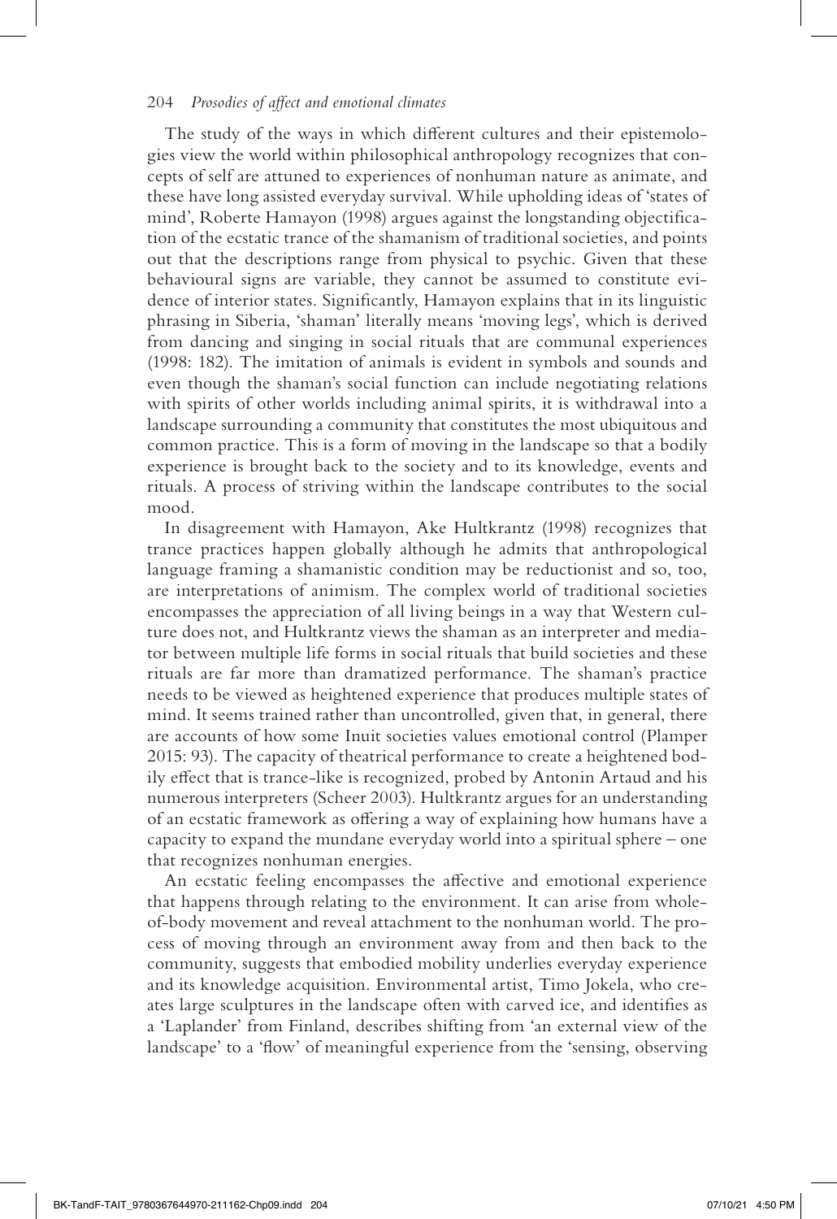The study of the ways in which different cultures and their epistemologies view the world within philosophical anthropology recognizes that concepts of self are attuned to experiences of nonhuman nature as animate, and these have long assisted everyday survival. While upholding ideas of 'states of mind', Roberte Hamayon (1998) argues against the longstanding objectification of the ecstatic trance of the shamanism of traditional societies, and points out that the descriptions range from physical to psychic. Given that these behavioural signs are variable, they cannot be assumed to constitute evidence of interior states. Significantly, Hamayon explains that in its linguistic phrasing in Siberia, 'shaman' literally means 'moving legs', which is derived from dancing and singing in social rituals that are communal experiences (1998: 182). The imitation of animals is evident in symbols and sounds and even though the shaman's social function can include negotiating relations with spirits of other worlds including animal spirits, it is withdrawal into a landscape surrounding a community that constitutes the most ubiquitous and common practice. This is a form of moving in the landscape so that a bodily experience is brought back to the society and to its knowledge, events and rituals. A process of striving within the landscape contributes to the social mood.

In disagreement with Hamayon, Ake Hultkrantz (1998) recognizes that trance practices happen globally although he admits that anthropological language framing a shamanistic condition may be reductionist and so, too, are interpretations of animism. The complex world of traditional societies encompasses the appreciation of all living beings in a way that Western culture does not, and Hultkrantz views the shaman as an interpreter and mediator between multiple life forms in social rituals that build societies and these rituals are far more than dramatized performance. The shaman's practice needs to be viewed as heightened experience that produces multiple states of mind. It seems trained rather than uncontrolled, given that, in general, there are accounts of how some Inuit societies values emotional control (Plamper 2015: 93). The capacity of theatrical performance to create a heightened bodily effect that is trance-like is recognized, probed by Antonin Artaud and his numerous interpreters (Scheer 2003). Hultkrantz argues for an understanding of an ecstatic framework as offering a way of explaining how humans have a capacity to expand the mundane everyday world into a spiritual sphere – one that recognizes nonhuman energies.

An ecstatic feeling encompasses the affective and emotional experience that happens through relating to the environment. It can arise from whole-of-body movement and reveal attachment to the nonhuman world. The process of moving through an environment away from and then back to the community, suggests that embodied mobility underlies everyday experience and its knowledge acquisition. Environmental artist, Timo Jokela, who creates large sculptures in the landscape often with carved ice, and identifies as a 'Laplander' from Finland, describes shifting from 'an external view of the landscape' to a 'flow' of meaningful experience from the 'sensing, observing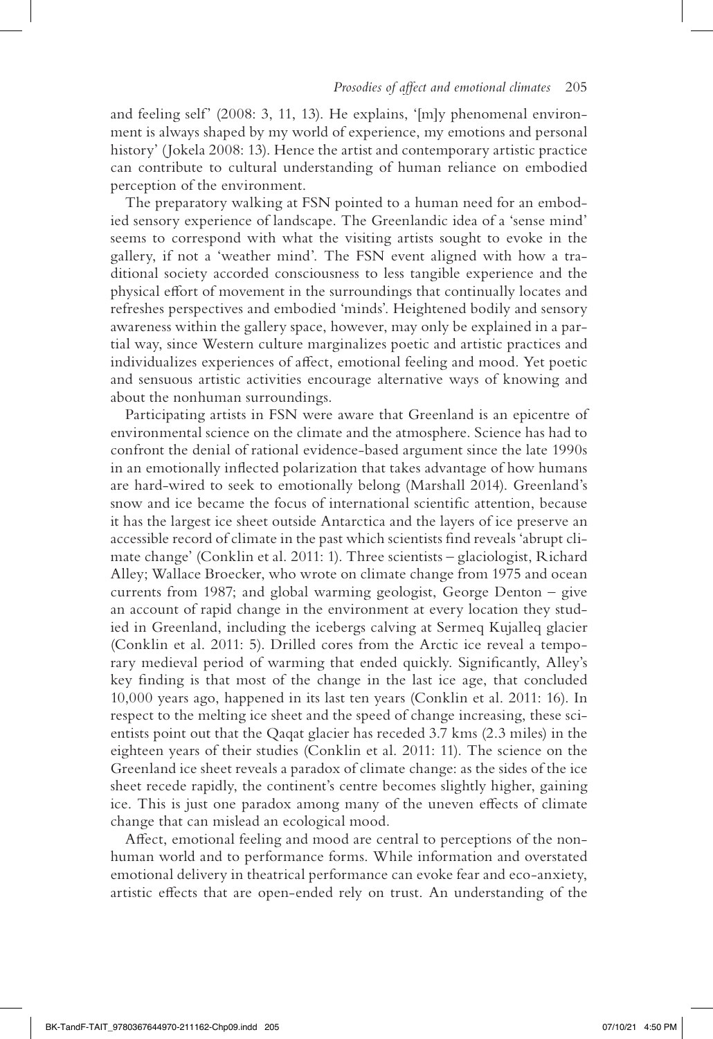and feeling self' (2008: 3, 11, 13). He explains, '[m]y phenomenal environment is always shaped by my world of experience, my emotions and personal history' (Jokela 2008: 13). Hence the artist and contemporary artistic practice can contribute to cultural understanding of human reliance on embodied perception of the environment.

The preparatory walking at FSN pointed to a human need for an embodied sensory experience of landscape. The Greenlandic idea of a 'sense mind' seems to correspond with what the visiting artists sought to evoke in the gallery, if not a 'weather mind'. The FSN event aligned with how a traditional society accorded consciousness to less tangible experience and the physical effort of movement in the surroundings that continually locates and refreshes perspectives and embodied 'minds'. Heightened bodily and sensory awareness within the gallery space, however, may only be explained in a partial way, since Western culture marginalizes poetic and artistic practices and individualizes experiences of affect, emotional feeling and mood. Yet poetic and sensuous artistic activities encourage alternative ways of knowing and about the nonhuman surroundings.

Participating artists in FSN were aware that Greenland is an epicentre of environmental science on the climate and the atmosphere. Science has had to confront the denial of rational evidence-based argument since the late 1990s in an emotionally inflected polarization that takes advantage of how humans are hard-wired to seek to emotionally belong (Marshall 2014). Greenland's snow and ice became the focus of international scientific attention, because it has the largest ice sheet outside Antarctica and the layers of ice preserve an accessible record of climate in the past which scientists find reveals 'abrupt climate change' (Conklin et al. 2011: 1). Three scientists – glaciologist, Richard Alley; Wallace Broecker, who wrote on climate change from 1975 and ocean currents from 1987; and global warming geologist, George Denton – give an account of rapid change in the environment at every location they studied in Greenland, including the icebergs calving at Sermeq Kujalleq glacier (Conklin et al. 2011: 5). Drilled cores from the Arctic ice reveal a temporary medieval period of warming that ended quickly. Significantly, Alley's key finding is that most of the change in the last ice age, that concluded 10,000 years ago, happened in its last ten years (Conklin et al. 2011: 16). In respect to the melting ice sheet and the speed of change increasing, these scientists point out that the Qaqat glacier has receded 3.7 kms (2.3 miles) in the eighteen years of their studies (Conklin et al. 2011: 11). The science on the Greenland ice sheet reveals a paradox of climate change: as the sides of the ice sheet recede rapidly, the continent's centre becomes slightly higher, gaining ice. This is just one paradox among many of the uneven effects of climate change that can mislead an ecological mood.

Affect, emotional feeling and mood are central to perceptions of the nonhuman world and to performance forms. While information and overstated emotional delivery in theatrical performance can evoke fear and eco-anxiety, artistic effects that are open-ended rely on trust. An understanding of the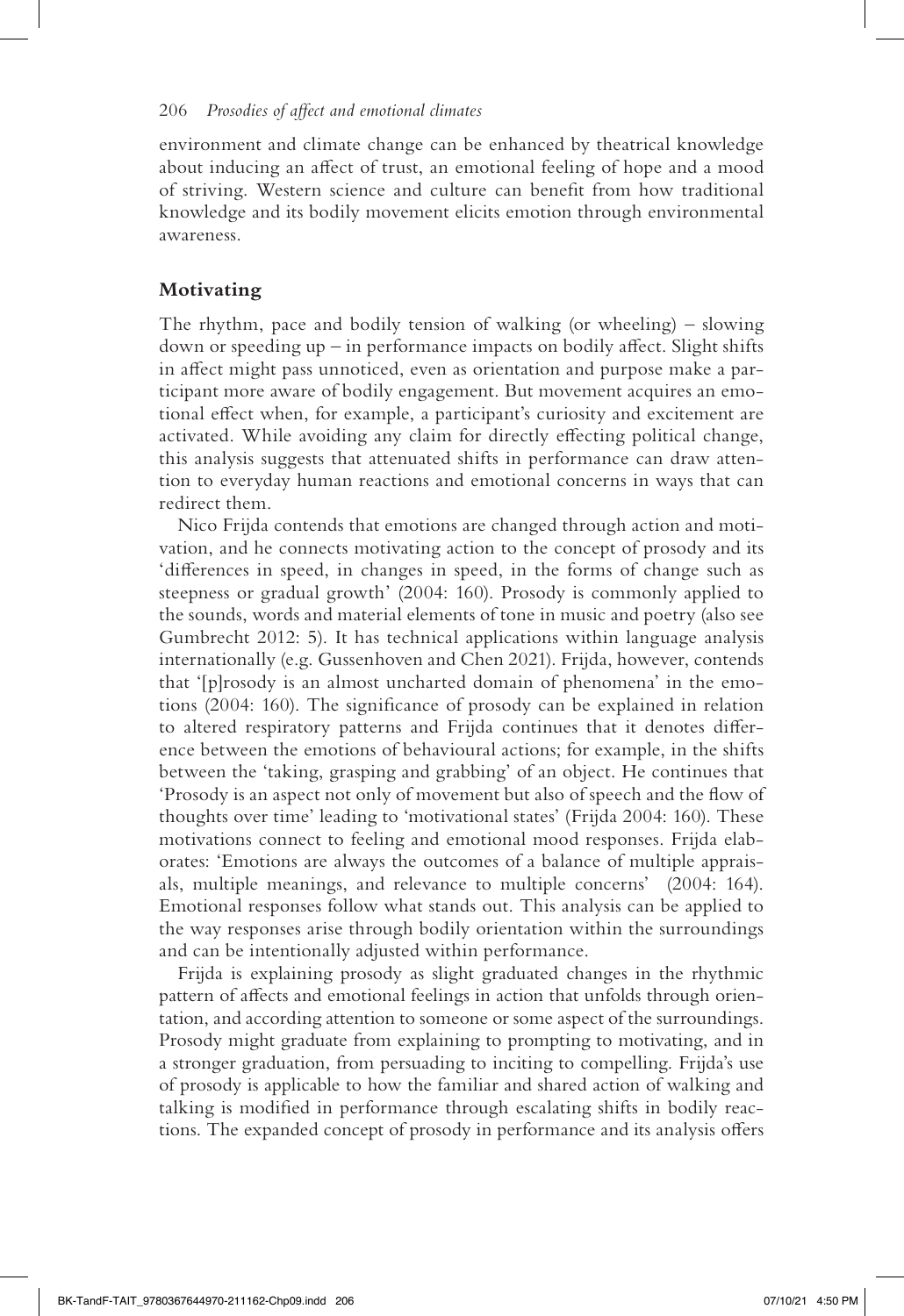environment and climate change can be enhanced by theatrical knowledge about inducing an affect of trust, an emotional feeling of hope and a mood of striving. Western science and culture can benefit from how traditional knowledge and its bodily movement elicits emotion through environmental awareness.

## Motivating

The rhythm, pace and bodily tension of walking (or wheeling) – slowing down or speeding up – in performance impacts on bodily affect. Slight shifts in affect might pass unnoticed, even as orientation and purpose make a participant more aware of bodily engagement. But movement acquires an emotional effect when, for example, a participant's curiosity and excitement are activated. While avoiding any claim for directly effecting political change, this analysis suggests that attenuated shifts in performance can draw attention to everyday human reactions and emotional concerns in ways that can redirect them.

Nico Frijda contends that emotions are changed through action and motivation, and he connects motivating action to the concept of prosody and its 'differences in speed, in changes in speed, in the forms of change such as steepness or gradual growth' (2004: 160). Prosody is commonly applied to the sounds, words and material elements of tone in music and poetry (also see Gumbrecht 2012: 5). It has technical applications within language analysis internationally (e.g. Gussenhoven and Chen 2021). Frijda, however, contends that '[p]rosody is an almost uncharted domain of phenomena' in the emotions (2004: 160). The significance of prosody can be explained in relation to altered respiratory patterns and Frijda continues that it denotes difference between the emotions of behavioural actions; for example, in the shifts between the 'taking, grasping and grabbing' of an object. He continues that 'Prosody is an aspect not only of movement but also of speech and the flow of thoughts over time' leading to 'motivational states' (Frijda 2004: 160). These motivations connect to feeling and emotional mood responses. Frijda elaborates: 'Emotions are always the outcomes of a balance of multiple appraisals, multiple meanings, and relevance to multiple concerns' (2004: 164). Emotional responses follow what stands out. This analysis can be applied to the way responses arise through bodily orientation within the surroundings and can be intentionally adjusted within performance.

Frijda is explaining prosody as slight graduated changes in the rhythmic pattern of affects and emotional feelings in action that unfolds through orientation, and according attention to someone or some aspect of the surroundings. Prosody might graduate from explaining to prompting to motivating, and in a stronger graduation, from persuading to inciting to compelling. Frijda's use of prosody is applicable to how the familiar and shared action of walking and talking is modified in performance through escalating shifts in bodily reactions. The expanded concept of prosody in performance and its analysis offers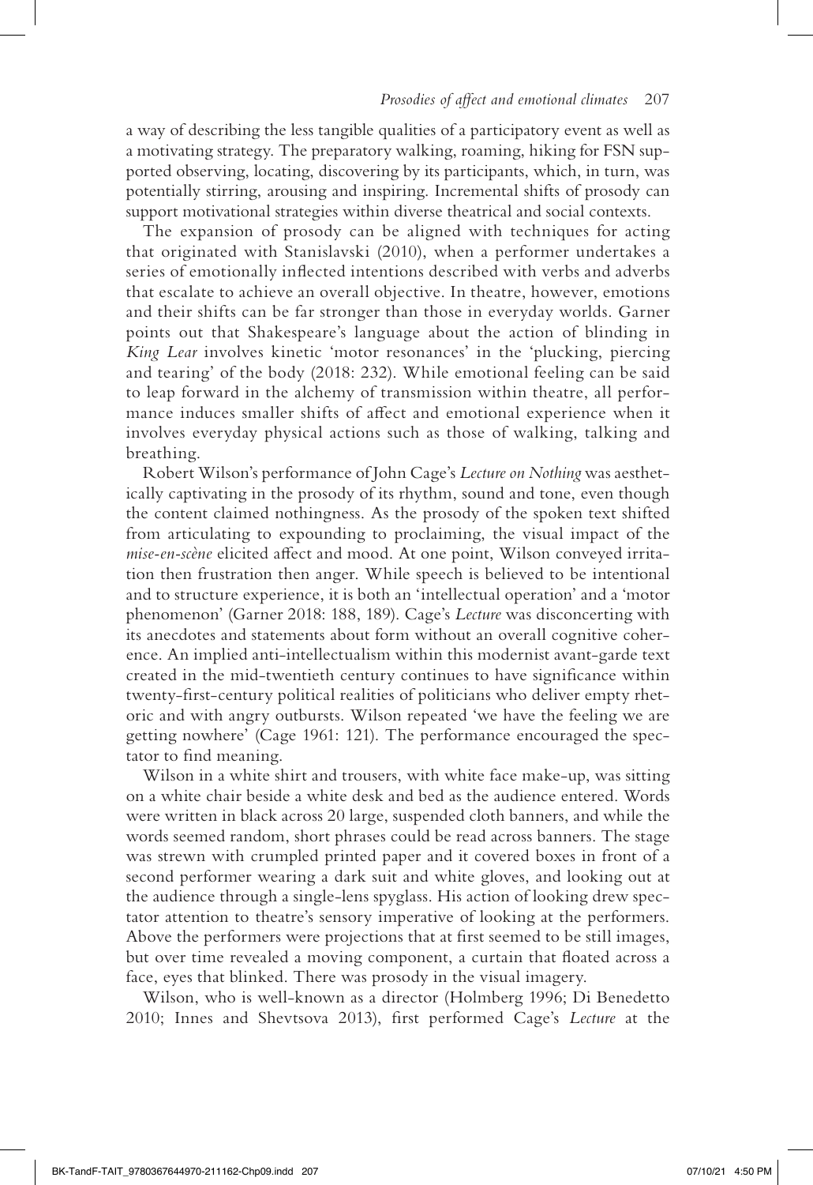a way of describing the less tangible qualities of a participatory event as well as a motivating strategy. The preparatory walking, roaming, hiking for FSN supported observing, locating, discovering by its participants, which, in turn, was potentially stirring, arousing and inspiring. Incremental shifts of prosody can support motivational strategies within diverse theatrical and social contexts.

The expansion of prosody can be aligned with techniques for acting that originated with Stanislavski (2010), when a performer undertakes a series of emotionally inflected intentions described with verbs and adverbs that escalate to achieve an overall objective. In theatre, however, emotions and their shifts can be far stronger than those in everyday worlds. Garner points out that Shakespeare's language about the action of blinding in *King Lear* involves kinetic 'motor resonances' in the 'plucking, piercing and tearing' of the body (2018: 232). While emotional feeling can be said to leap forward in the alchemy of transmission within theatre, all performance induces smaller shifts of affect and emotional experience when it involves everyday physical actions such as those of walking, talking and breathing.

Robert Wilson's performance of John Cage's *Lecture on Nothing* was aesthetically captivating in the prosody of its rhythm, sound and tone, even though the content claimed nothingness. As the prosody of the spoken text shifted from articulating to expounding to proclaiming, the visual impact of the *mise-en-scène* elicited affect and mood. At one point, Wilson conveyed irritation then frustration then anger. While speech is believed to be intentional and to structure experience, it is both an 'intellectual operation' and a 'motor phenomenon' (Garner 2018: 188, 189). Cage's *Lecture* was disconcerting with its anecdotes and statements about form without an overall cognitive coherence. An implied anti-intellectualism within this modernist avant-garde text created in the mid-twentieth century continues to have significance within twenty-first-century political realities of politicians who deliver empty rhetoric and with angry outbursts. Wilson repeated 'we have the feeling we are getting nowhere' (Cage 1961: 121). The performance encouraged the spectator to find meaning.

Wilson in a white shirt and trousers, with white face make-up, was sitting on a white chair beside a white desk and bed as the audience entered. Words were written in black across 20 large, suspended cloth banners, and while the words seemed random, short phrases could be read across banners. The stage was strewn with crumpled printed paper and it covered boxes in front of a second performer wearing a dark suit and white gloves, and looking out at the audience through a single-lens spyglass. His action of looking drew spectator attention to theatre's sensory imperative of looking at the performers. Above the performers were projections that at first seemed to be still images, but over time revealed a moving component, a curtain that floated across a face, eyes that blinked. There was prosody in the visual imagery.

Wilson, who is well-known as a director (Holmberg 1996; Di Benedetto 2010; Innes and Shevtsova 2013), first performed Cage's *Lecture* at the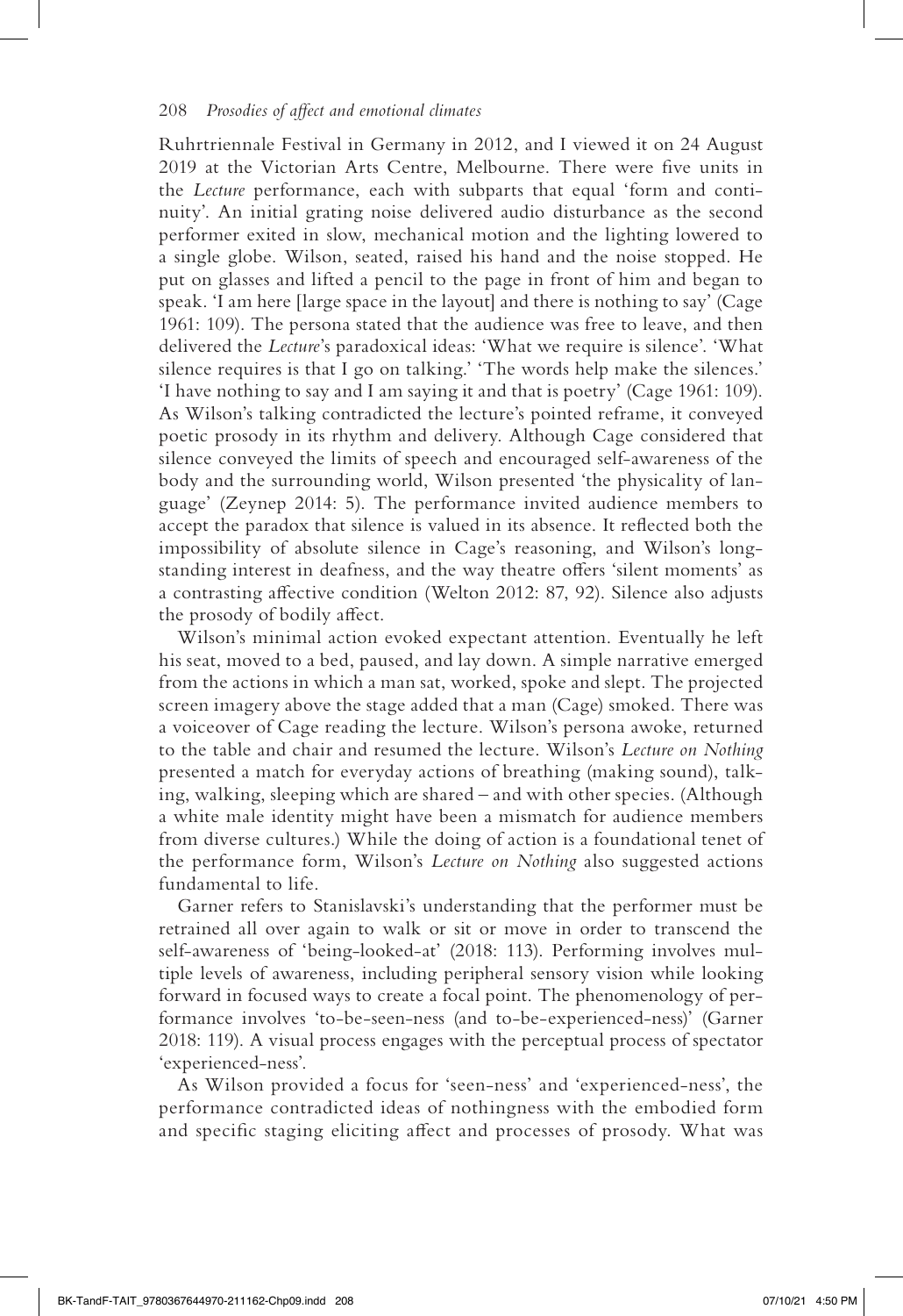Ruhrtriennale Festival in Germany in 2012, and I viewed it on 24 August 2019 at the Victorian Arts Centre, Melbourne. There were five units in the *Lecture* performance, each with subparts that equal 'form and continuity'. An initial grating noise delivered audio disturbance as the second performer exited in slow, mechanical motion and the lighting lowered to a single globe. Wilson, seated, raised his hand and the noise stopped. He put on glasses and lifted a pencil to the page in front of him and began to speak. 'I am here [large space in the layout] and there is nothing to say' (Cage 1961: 109). The persona stated that the audience was free to leave, and then delivered the *Lecture*'s paradoxical ideas: 'What we require is silence'. 'What silence requires is that I go on talking.' 'The words help make the silences.' 'I have nothing to say and I am saying it and that is poetry' (Cage 1961: 109). As Wilson's talking contradicted the lecture's pointed reframe, it conveyed poetic prosody in its rhythm and delivery. Although Cage considered that silence conveyed the limits of speech and encouraged self-awareness of the body and the surrounding world, Wilson presented 'the physicality of language' (Zeynep 2014: 5). The performance invited audience members to accept the paradox that silence is valued in its absence. It reflected both the impossibility of absolute silence in Cage's reasoning, and Wilson's longstanding interest in deafness, and the way theatre offers 'silent moments' as a contrasting affective condition (Welton 2012: 87, 92). Silence also adjusts the prosody of bodily affect.

Wilson's minimal action evoked expectant attention. Eventually he left his seat, moved to a bed, paused, and lay down. A simple narrative emerged from the actions in which a man sat, worked, spoke and slept. The projected screen imagery above the stage added that a man (Cage) smoked. There was a voiceover of Cage reading the lecture. Wilson's persona awoke, returned to the table and chair and resumed the lecture. Wilson's *Lecture on Nothing* presented a match for everyday actions of breathing (making sound), talking, walking, sleeping which are shared – and with other species. (Although a white male identity might have been a mismatch for audience members from diverse cultures.) While the doing of action is a foundational tenet of the performance form, Wilson's *Lecture on Nothing* also suggested actions fundamental to life.

Garner refers to Stanislavski's understanding that the performer must be retrained all over again to walk or sit or move in order to transcend the self-awareness of 'being-looked-at' (2018: 113). Performing involves multiple levels of awareness, including peripheral sensory vision while looking forward in focused ways to create a focal point. The phenomenology of performance involves 'to-be-seen-ness (and to-be-experienced-ness)' (Garner 2018: 119). A visual process engages with the perceptual process of spectator 'experienced-ness'.

As Wilson provided a focus for 'seen-ness' and 'experienced-ness', the performance contradicted ideas of nothingness with the embodied form and specific staging eliciting affect and processes of prosody. What was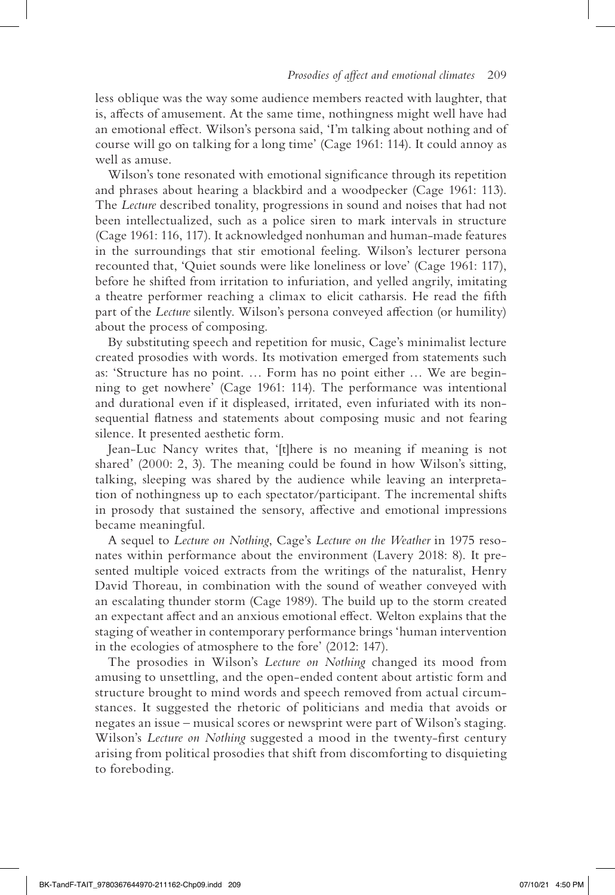less oblique was the way some audience members reacted with laughter, that is, affects of amusement. At the same time, nothingness might well have had an emotional effect. Wilson's persona said, 'I'm talking about nothing and of course will go on talking for a long time' (Cage 1961: 114). It could annoy as well as amuse.

Wilson's tone resonated with emotional significance through its repetition and phrases about hearing a blackbird and a woodpecker (Cage 1961: 113). The *Lecture* described tonality, progressions in sound and noises that had not been intellectualized, such as a police siren to mark intervals in structure (Cage 1961: 116, 117). It acknowledged nonhuman and human-made features in the surroundings that stir emotional feeling. Wilson's lecturer persona recounted that, 'Quiet sounds were like loneliness or love' (Cage 1961: 117), before he shifted from irritation to infuriation, and yelled angrily, imitating a theatre performer reaching a climax to elicit catharsis. He read the fifth part of the *Lecture* silently. Wilson's persona conveyed affection (or humility) about the process of composing.

By substituting speech and repetition for music, Cage's minimalist lecture created prosodies with words. Its motivation emerged from statements such as: 'Structure has no point. … Form has no point either … We are beginning to get nowhere' (Cage 1961: 114). The performance was intentional and durational even if it displeased, irritated, even infuriated with its non-sequential flatness and statements about composing music and not fearing silence. It presented aesthetic form.

Jean-Luc Nancy writes that, '[t]here is no meaning if meaning is not shared' (2000: 2, 3). The meaning could be found in how Wilson's sitting, talking, sleeping was shared by the audience while leaving an interpretation of nothingness up to each spectator/participant. The incremental shifts in prosody that sustained the sensory, affective and emotional impressions became meaningful.

A sequel to *Lecture on Nothing*, Cage's *Lecture on the Weather* in 1975 resonates within performance about the environment (Lavery 2018: 8). It presented multiple voiced extracts from the writings of the naturalist, Henry David Thoreau, in combination with the sound of weather conveyed with an escalating thunder storm (Cage 1989). The build up to the storm created an expectant affect and an anxious emotional effect. Welton explains that the staging of weather in contemporary performance brings 'human intervention in the ecologies of atmosphere to the fore' (2012: 147).

The prosodies in Wilson's *Lecture on Nothing* changed its mood from amusing to unsettling, and the open-ended content about artistic form and structure brought to mind words and speech removed from actual circumstances. It suggested the rhetoric of politicians and media that avoids or negates an issue – musical scores or newsprint were part of Wilson's staging. Wilson's *Lecture on Nothing* suggested a mood in the twenty-first century arising from political prosodies that shift from discomforting to disquieting to foreboding.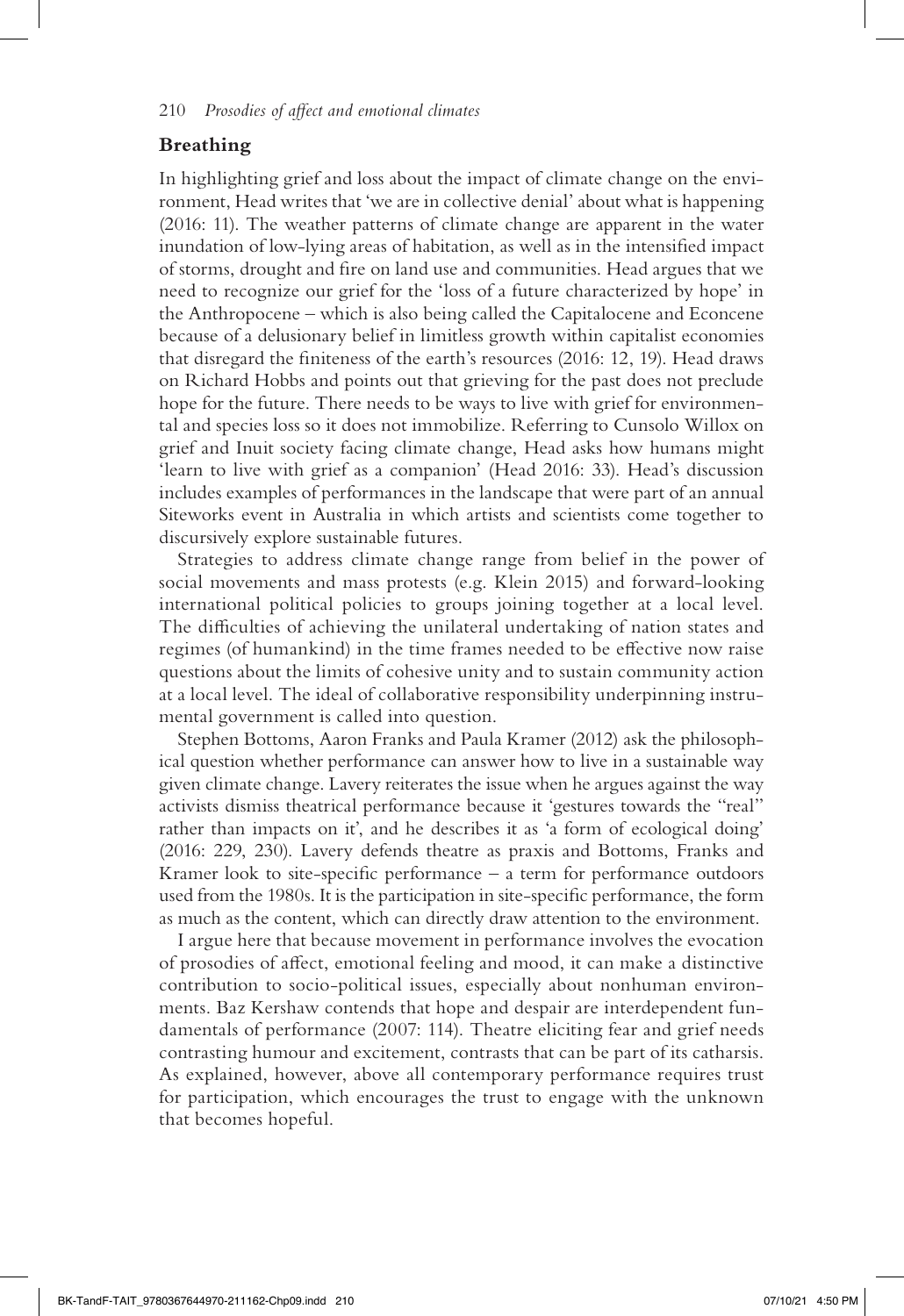## Breathing

In highlighting grief and loss about the impact of climate change on the environment, Head writes that 'we are in collective denial' about what is happening (2016: 11). The weather patterns of climate change are apparent in the water inundation of low-lying areas of habitation, as well as in the intensified impact of storms, drought and fire on land use and communities. Head argues that we need to recognize our grief for the 'loss of a future characterized by hope' in the Anthropocene – which is also being called the Capitalocene and Econcene because of a delusionary belief in limitless growth within capitalist economies that disregard the finiteness of the earth's resources (2016: 12, 19). Head draws on Richard Hobbs and points out that grieving for the past does not preclude hope for the future. There needs to be ways to live with grief for environmental and species loss so it does not immobilize. Referring to Cunsolo Willox on grief and Inuit society facing climate change, Head asks how humans might 'learn to live with grief as a companion' (Head 2016: 33). Head's discussion includes examples of performances in the landscape that were part of an annual Siteworks event in Australia in which artists and scientists come together to discursively explore sustainable futures.

Strategies to address climate change range from belief in the power of social movements and mass protests (e.g. Klein 2015) and forward-looking international political policies to groups joining together at a local level. The difficulties of achieving the unilateral undertaking of nation states and regimes (of humankind) in the time frames needed to be effective now raise questions about the limits of cohesive unity and to sustain community action at a local level. The ideal of collaborative responsibility underpinning instrumental government is called into question.

Stephen Bottoms, Aaron Franks and Paula Kramer (2012) ask the philosophical question whether performance can answer how to live in a sustainable way given climate change. Lavery reiterates the issue when he argues against the way activists dismiss theatrical performance because it 'gestures towards the "real" rather than impacts on it', and he describes it as 'a form of ecological doing' (2016: 229, 230). Lavery defends theatre as praxis and Bottoms, Franks and Kramer look to site-specific performance – a term for performance outdoors used from the 1980s. It is the participation in site-specific performance, the form as much as the content, which can directly draw attention to the environment.

I argue here that because movement in performance involves the evocation of prosodies of affect, emotional feeling and mood, it can make a distinctive contribution to socio-political issues, especially about nonhuman environments. Baz Kershaw contends that hope and despair are interdependent fundamentals of performance (2007: 114). Theatre eliciting fear and grief needs contrasting humour and excitement, contrasts that can be part of its catharsis. As explained, however, above all contemporary performance requires trust for participation, which encourages the trust to engage with the unknown that becomes hopeful.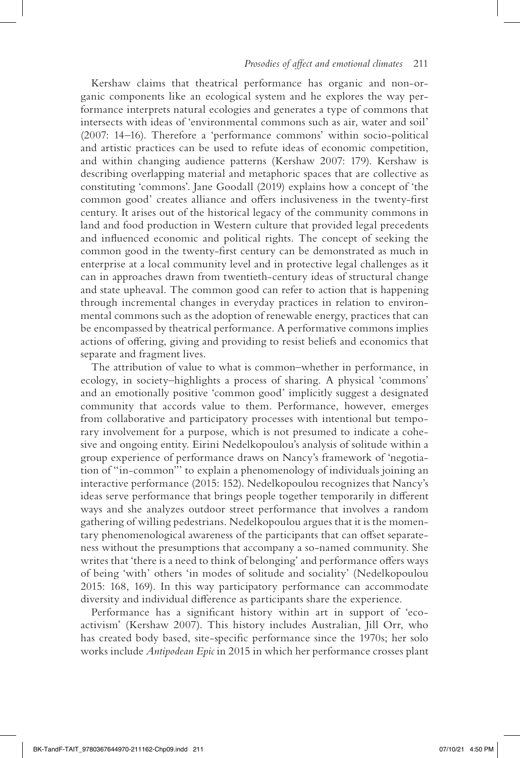Kershaw claims that theatrical performance has organic and non-organic components like an ecological system and he explores the way performance interprets natural ecologies and generates a type of commons that intersects with ideas of 'environmental commons such as air, water and soil' (2007: 14–16). Therefore a 'performance commons' within socio-political and artistic practices can be used to refute ideas of economic competition, and within changing audience patterns (Kershaw 2007: 179). Kershaw is describing overlapping material and metaphoric spaces that are collective as constituting 'commons'. Jane Goodall (2019) explains how a concept of 'the common good' creates alliance and offers inclusiveness in the twenty-first century. It arises out of the historical legacy of the community commons in land and food production in Western culture that provided legal precedents and influenced economic and political rights. The concept of seeking the common good in the twenty-first century can be demonstrated as much in enterprise at a local community level and in protective legal challenges as it can in approaches drawn from twentieth-century ideas of structural change and state upheaval. The common good can refer to action that is happening through incremental changes in everyday practices in relation to environmental commons such as the adoption of renewable energy, practices that can be encompassed by theatrical performance. A performative commons implies actions of offering, giving and providing to resist beliefs and economics that separate and fragment lives.

The attribution of value to what is common–whether in performance, in ecology, in society–highlights a process of sharing. A physical 'commons' and an emotionally positive 'common good' implicitly suggest a designated community that accords value to them. Performance, however, emerges from collaborative and participatory processes with intentional but temporary involvement for a purpose, which is not presumed to indicate a cohesive and ongoing entity. Eirini Nedelkopoulou's analysis of solitude within a group experience of performance draws on Nancy's framework of 'negotiation of "in-common"' to explain a phenomenology of individuals joining an interactive performance (2015: 152). Nedelkopoulou recognizes that Nancy's ideas serve performance that brings people together temporarily in different ways and she analyzes outdoor street performance that involves a random gathering of willing pedestrians. Nedelkopoulou argues that it is the momentary phenomenological awareness of the participants that can offset separateness without the presumptions that accompany a so-named community. She writes that 'there is a need to think of belonging' and performance offers ways of being 'with' others 'in modes of solitude and sociality' (Nedelkopoulou 2015: 168, 169). In this way participatory performance can accommodate diversity and individual difference as participants share the experience.

Performance has a significant history within art in support of 'eco-activism' (Kershaw 2007). This history includes Australian, Jill Orr, who has created body based, site-specific performance since the 1970s; her solo works include *Antipodean Epic* in 2015 in which her performance crosses plant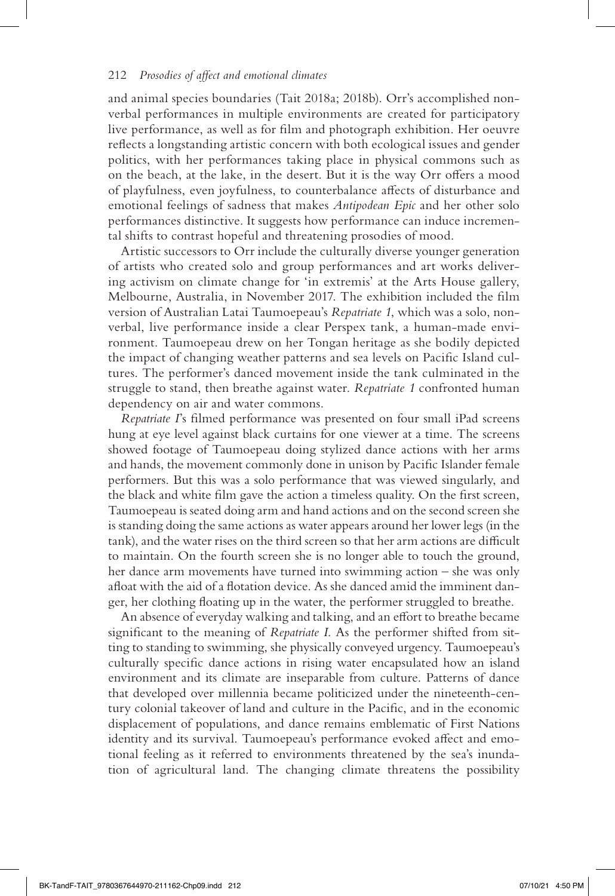and animal species boundaries (Tait 2018a; 2018b). Orr's accomplished non-verbal performances in multiple environments are created for participatory live performance, as well as for film and photograph exhibition. Her oeuvre reflects a longstanding artistic concern with both ecological issues and gender politics, with her performances taking place in physical commons such as on the beach, at the lake, in the desert. But it is the way Orr offers a mood of playfulness, even joyfulness, to counterbalance affects of disturbance and emotional feelings of sadness that makes *Antipodean Epic* and her other solo performances distinctive. It suggests how performance can induce incremental shifts to contrast hopeful and threatening prosodies of mood.

Artistic successors to Orr include the culturally diverse younger generation of artists who created solo and group performances and art works delivering activism on climate change for 'in extremis' at the Arts House gallery, Melbourne, Australia, in November 2017. The exhibition included the film version of Australian Latai Taumoepeau's *Repatriate 1*, which was a solo, non-verbal, live performance inside a clear Perspex tank, a human-made environment. Taumoepeau drew on her Tongan heritage as she bodily depicted the impact of changing weather patterns and sea levels on Pacific Island cultures. The performer's danced movement inside the tank culminated in the struggle to stand, then breathe against water. *Repatriate 1* confronted human dependency on air and water commons.

*Repatriate 1*'s filmed performance was presented on four small iPad screens hung at eye level against black curtains for one viewer at a time. The screens showed footage of Taumoepeau doing stylized dance actions with her arms and hands, the movement commonly done in unison by Pacific Islander female performers. But this was a solo performance that was viewed singularly, and the black and white film gave the action a timeless quality. On the first screen, Taumoepeau is seated doing arm and hand actions and on the second screen she is standing doing the same actions as water appears around her lower legs (in the tank), and the water rises on the third screen so that her arm actions are difficult to maintain. On the fourth screen she is no longer able to touch the ground, her dance arm movements have turned into swimming action – she was only afloat with the aid of a flotation device. As she danced amid the imminent danger, her clothing floating up in the water, the performer struggled to breathe.

An absence of everyday walking and talking, and an effort to breathe became significant to the meaning of *Repatriate 1*. As the performer shifted from sitting to standing to swimming, she physically conveyed urgency. Taumoepeau's culturally specific dance actions in rising water encapsulated how an island environment and its climate are inseparable from culture. Patterns of dance that developed over millennia became politicized under the nineteenth-century colonial takeover of land and culture in the Pacific, and in the economic displacement of populations, and dance remains emblematic of First Nations identity and its survival. Taumoepeau's performance evoked affect and emotional feeling as it referred to environments threatened by the sea's inundation of agricultural land. The changing climate threatens the possibility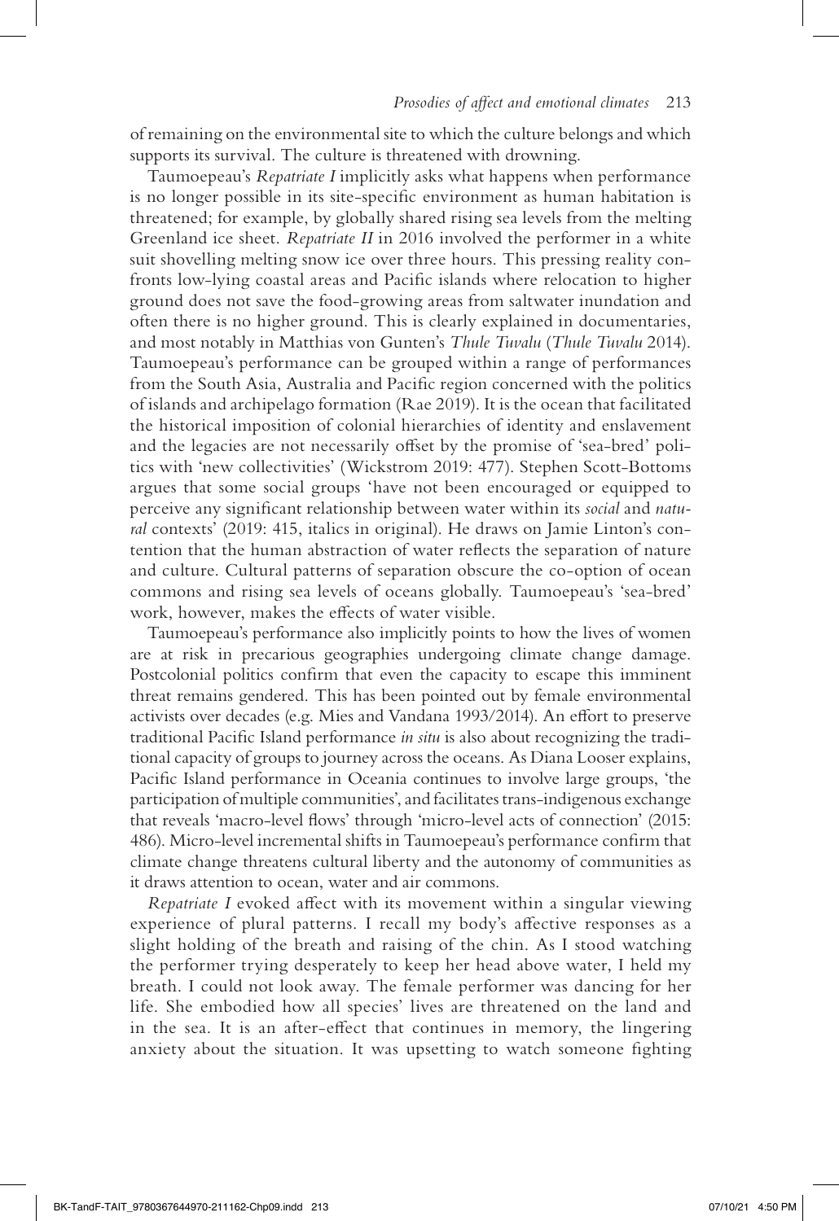of remaining on the environmental site to which the culture belongs and which supports its survival. The culture is threatened with drowning.

Taumoepeau's *Repatriate I* implicitly asks what happens when performance is no longer possible in its site-specific environment as human habitation is threatened; for example, by globally shared rising sea levels from the melting Greenland ice sheet. *Repatriate II* in 2016 involved the performer in a white suit shovelling melting snow ice over three hours. This pressing reality confronts low-lying coastal areas and Pacific islands where relocation to higher ground does not save the food-growing areas from saltwater inundation and often there is no higher ground. This is clearly explained in documentaries, and most notably in Matthias von Gunten's *Thule Tuvalu* (*Thule Tuvalu* 2014). Taumoepeau's performance can be grouped within a range of performances from the South Asia, Australia and Pacific region concerned with the politics of islands and archipelago formation (Rae 2019). It is the ocean that facilitated the historical imposition of colonial hierarchies of identity and enslavement and the legacies are not necessarily offset by the promise of 'sea-bred' politics with 'new collectivities' (Wickstrom 2019: 477). Stephen Scott-Bottoms argues that some social groups 'have not been encouraged or equipped to perceive any significant relationship between water within its *social* and *natural* contexts' (2019: 415, italics in original). He draws on Jamie Linton's contention that the human abstraction of water reflects the separation of nature and culture. Cultural patterns of separation obscure the co-option of ocean commons and rising sea levels of oceans globally. Taumoepeau's 'sea-bred' work, however, makes the effects of water visible.

Taumoepeau's performance also implicitly points to how the lives of women are at risk in precarious geographies undergoing climate change damage. Postcolonial politics confirm that even the capacity to escape this imminent threat remains gendered. This has been pointed out by female environmental activists over decades (e.g. Mies and Vandana 1993/2014). An effort to preserve traditional Pacific Island performance *in situ* is also about recognizing the traditional capacity of groups to journey across the oceans. As Diana Looser explains, Pacific Island performance in Oceania continues to involve large groups, 'the participation of multiple communities', and facilitates trans-indigenous exchange that reveals 'macro-level flows' through 'micro-level acts of connection' (2015: 486). Micro-level incremental shifts in Taumoepeau's performance confirm that climate change threatens cultural liberty and the autonomy of communities as it draws attention to ocean, water and air commons.

*Repatriate I* evoked affect with its movement within a singular viewing experience of plural patterns. I recall my body's affective responses as a slight holding of the breath and raising of the chin. As I stood watching the performer trying desperately to keep her head above water, I held my breath. I could not look away. The female performer was dancing for her life. She embodied how all species' lives are threatened on the land and in the sea. It is an after-effect that continues in memory, the lingering anxiety about the situation. It was upsetting to watch someone fighting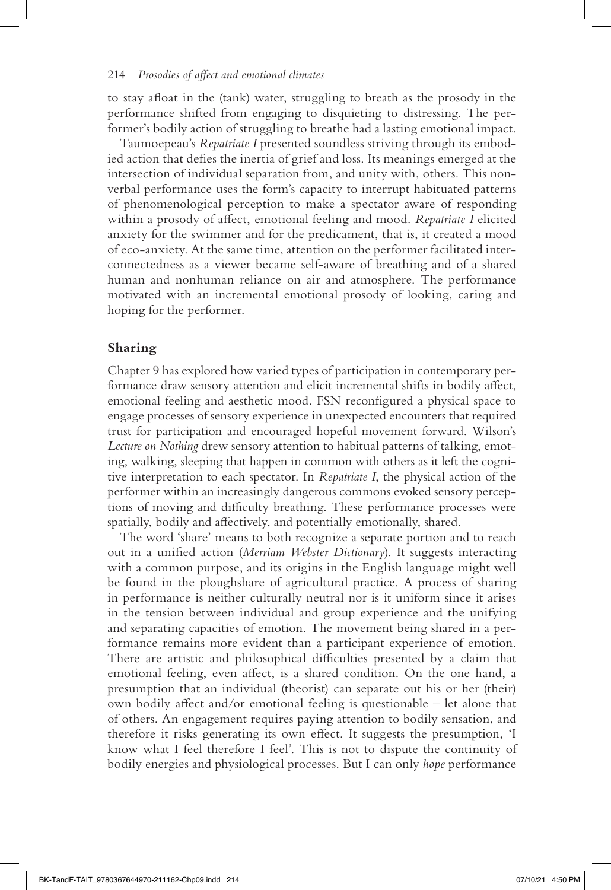to stay afloat in the (tank) water, struggling to breath as the prosody in the performance shifted from engaging to disquieting to distressing. The performer's bodily action of struggling to breathe had a lasting emotional impact.

Taumoepeau's *Repatriate I* presented soundless striving through its embodied action that defies the inertia of grief and loss. Its meanings emerged at the intersection of individual separation from, and unity with, others. This nonverbal performance uses the form's capacity to interrupt habituated patterns of phenomenological perception to make a spectator aware of responding within a prosody of affect, emotional feeling and mood. *Repatriate I* elicited anxiety for the swimmer and for the predicament, that is, it created a mood of eco-anxiety. At the same time, attention on the performer facilitated interconnectedness as a viewer became self-aware of breathing and of a shared human and nonhuman reliance on air and atmosphere. The performance motivated with an incremental emotional prosody of looking, caring and hoping for the performer.

## Sharing

Chapter 9 has explored how varied types of participation in contemporary performance draw sensory attention and elicit incremental shifts in bodily affect, emotional feeling and aesthetic mood. FSN reconfigured a physical space to engage processes of sensory experience in unexpected encounters that required trust for participation and encouraged hopeful movement forward. Wilson's *Lecture on Nothing* drew sensory attention to habitual patterns of talking, emoting, walking, sleeping that happen in common with others as it left the cognitive interpretation to each spectator. In *Repatriate I*, the physical action of the performer within an increasingly dangerous commons evoked sensory perceptions of moving and difficulty breathing. These performance processes were spatially, bodily and affectively, and potentially emotionally, shared.

The word 'share' means to both recognize a separate portion and to reach out in a unified action (*Merriam Webster Dictionary*). It suggests interacting with a common purpose, and its origins in the English language might well be found in the ploughshare of agricultural practice. A process of sharing in performance is neither culturally neutral nor is it uniform since it arises in the tension between individual and group experience and the unifying and separating capacities of emotion. The movement being shared in a performance remains more evident than a participant experience of emotion. There are artistic and philosophical difficulties presented by a claim that emotional feeling, even affect, is a shared condition. On the one hand, a presumption that an individual (theorist) can separate out his or her (their) own bodily affect and/or emotional feeling is questionable – let alone that of others. An engagement requires paying attention to bodily sensation, and therefore it risks generating its own effect. It suggests the presumption, 'I know what I feel therefore I feel'. This is not to dispute the continuity of bodily energies and physiological processes. But I can only *hope* performance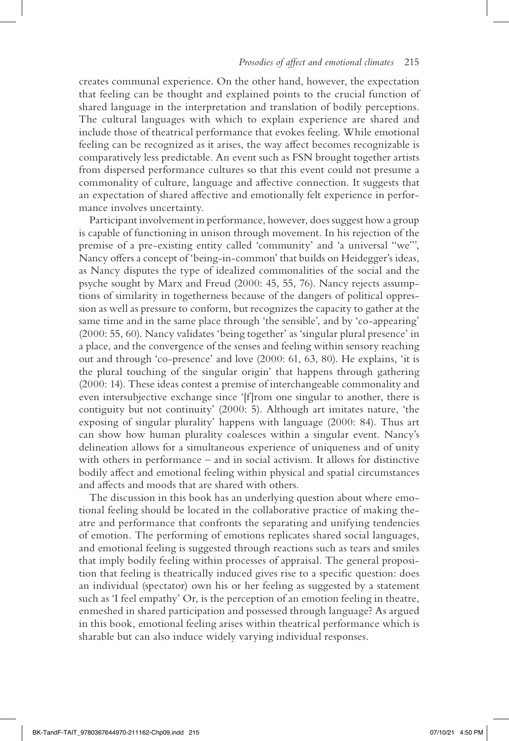creates communal experience. On the other hand, however, the expectation that feeling can be thought and explained points to the crucial function of shared language in the interpretation and translation of bodily perceptions. The cultural languages with which to explain experience are shared and include those of theatrical performance that evokes feeling. While emotional feeling can be recognized as it arises, the way affect becomes recognizable is comparatively less predictable. An event such as FSN brought together artists from dispersed performance cultures so that this event could not presume a commonality of culture, language and affective connection. It suggests that an expectation of shared affective and emotionally felt experience in performance involves uncertainty.

Participant involvement in performance, however, does suggest how a group is capable of functioning in unison through movement. In his rejection of the premise of a pre-existing entity called 'community' and 'a universal "we"', Nancy offers a concept of 'being-in-common' that builds on Heidegger's ideas, as Nancy disputes the type of idealized commonalities of the social and the psyche sought by Marx and Freud (2000: 45, 55, 76). Nancy rejects assumptions of similarity in togetherness because of the dangers of political oppression as well as pressure to conform, but recognizes the capacity to gather at the same time and in the same place through 'the sensible', and by 'co-appearing' (2000: 55, 60). Nancy validates 'being together' as 'singular plural presence' in a place, and the convergence of the senses and feeling within sensory reaching out and through 'co-presence' and love (2000: 61, 63, 80). He explains, 'it is the plural touching of the singular origin' that happens through gathering (2000: 14). These ideas contest a premise of interchangeable commonality and even intersubjective exchange since '[f]rom one singular to another, there is contiguity but not continuity' (2000: 5). Although art imitates nature, 'the exposing of singular plurality' happens with language (2000: 84). Thus art can show how human plurality coalesces within a singular event. Nancy's delineation allows for a simultaneous experience of uniqueness and of unity with others in performance – and in social activism. It allows for distinctive bodily affect and emotional feeling within physical and spatial circumstances and affects and moods that are shared with others.

The discussion in this book has an underlying question about where emotional feeling should be located in the collaborative practice of making theatre and performance that confronts the separating and unifying tendencies of emotion. The performing of emotions replicates shared social languages, and emotional feeling is suggested through reactions such as tears and smiles that imply bodily feeling within processes of appraisal. The general proposition that feeling is theatrically induced gives rise to a specific question: does an individual (spectator) own his or her feeling as suggested by a statement such as 'I feel empathy' Or, is the perception of an emotion feeling in theatre, enmeshed in shared participation and possessed through language? As argued in this book, emotional feeling arises within theatrical performance which is sharable but can also induce widely varying individual responses.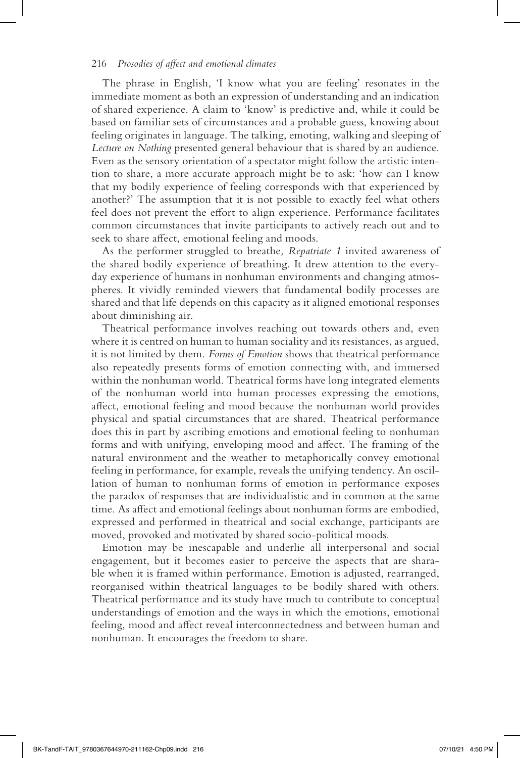The phrase in English, 'I know what you are feeling' resonates in the immediate moment as both an expression of understanding and an indication of shared experience. A claim to 'know' is predictive and, while it could be based on familiar sets of circumstances and a probable guess, knowing about feeling originates in language. The talking, emoting, walking and sleeping of *Lecture on Nothing* presented general behaviour that is shared by an audience. Even as the sensory orientation of a spectator might follow the artistic intention to share, a more accurate approach might be to ask: 'how can I know that my bodily experience of feeling corresponds with that experienced by another?' The assumption that it is not possible to exactly feel what others feel does not prevent the effort to align experience. Performance facilitates common circumstances that invite participants to actively reach out and to seek to share affect, emotional feeling and moods.

As the performer struggled to breathe*, Repatriate 1* invited awareness of the shared bodily experience of breathing. It drew attention to the everyday experience of humans in nonhuman environments and changing atmospheres. It vividly reminded viewers that fundamental bodily processes are shared and that life depends on this capacity as it aligned emotional responses about diminishing air.

Theatrical performance involves reaching out towards others and, even where it is centred on human to human sociality and its resistances, as argued, it is not limited by them. *Forms of Emotion* shows that theatrical performance also repeatedly presents forms of emotion connecting with, and immersed within the nonhuman world. Theatrical forms have long integrated elements of the nonhuman world into human processes expressing the emotions, affect, emotional feeling and mood because the nonhuman world provides physical and spatial circumstances that are shared. Theatrical performance does this in part by ascribing emotions and emotional feeling to nonhuman forms and with unifying, enveloping mood and affect. The framing of the natural environment and the weather to metaphorically convey emotional feeling in performance, for example, reveals the unifying tendency. An oscillation of human to nonhuman forms of emotion in performance exposes the paradox of responses that are individualistic and in common at the same time. As affect and emotional feelings about nonhuman forms are embodied, expressed and performed in theatrical and social exchange, participants are moved, provoked and motivated by shared socio-political moods.

Emotion may be inescapable and underlie all interpersonal and social engagement, but it becomes easier to perceive the aspects that are sharable when it is framed within performance. Emotion is adjusted, rearranged, reorganised within theatrical languages to be bodily shared with others. Theatrical performance and its study have much to contribute to conceptual understandings of emotion and the ways in which the emotions, emotional feeling, mood and affect reveal interconnectedness and between human and nonhuman. It encourages the freedom to share.